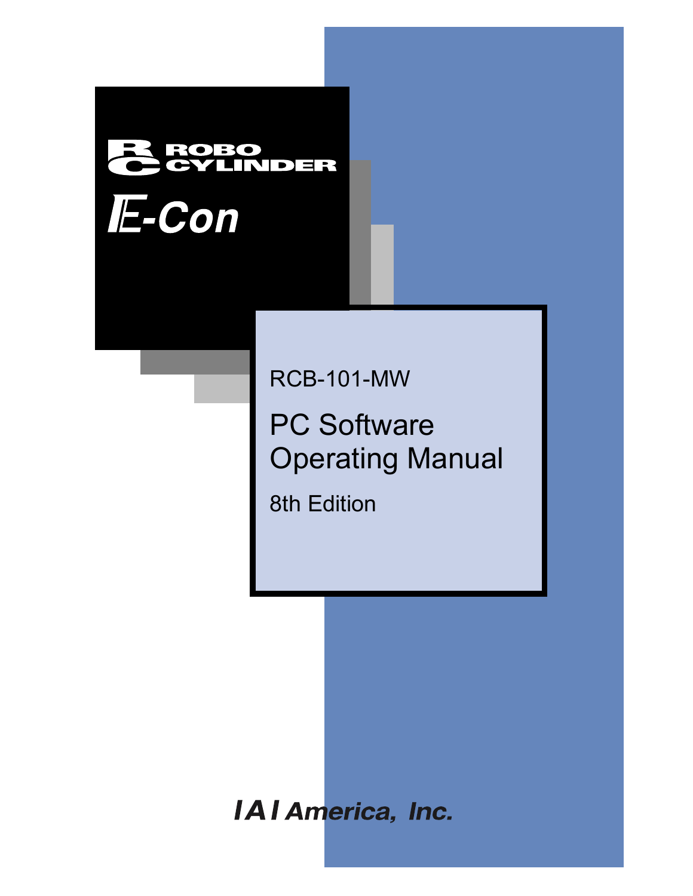ROBO CYLINDER

E-Con

RCB-101-MW

# PC Software Operating Manual

8th Edition

IAI America, Inc.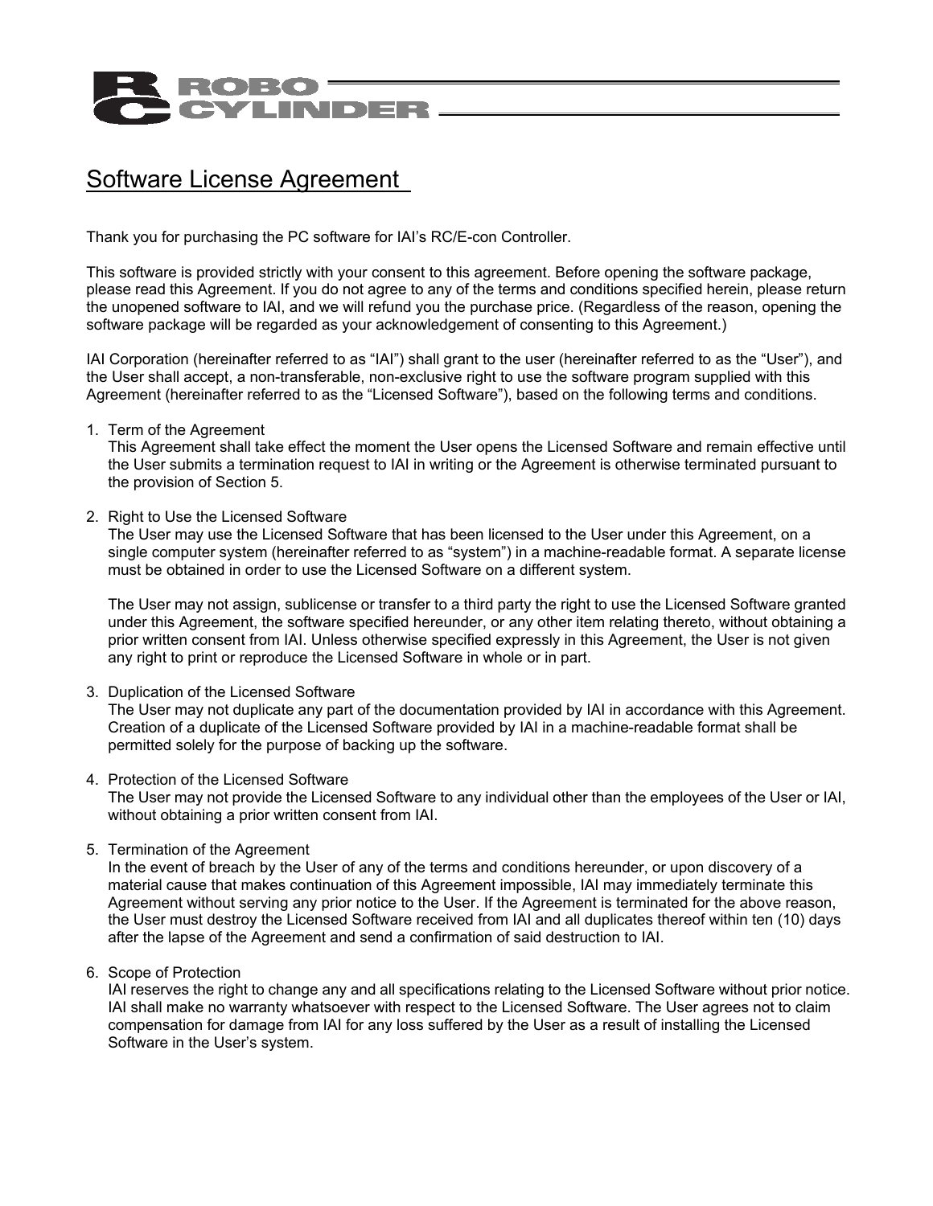# Software License Agreement

Thank you for purchasing the PC software for IAI's RC/E-con Controller.

This software is provided strictly with your consent to this agreement. Before opening the software package, please read this Agreement. If you do not agree to any of the terms and conditions specified herein, please return the unopened software to IAI, and we will refund you the purchase price. (Regardless of the reason, opening the software package will be regarded as your acknowledgement of consenting to this Agreement.)

IAI Corporation (hereinafter referred to as "IAI") shall grant to the user (hereinafter referred to as the "User"), and the User shall accept, a non-transferable, non-exclusive right to use the software program supplied with this Agreement (hereinafter referred to as the "Licensed Software"), based on the following terms and conditions.

1. Term of the Agreement
   This Agreement shall take effect the moment the User opens the Licensed Software and remain effective until the User submits a termination request to IAI in writing or the Agreement is otherwise terminated pursuant to the provision of Section 5.

2. Right to Use the Licensed Software
   The User may use the Licensed Software that has been licensed to the User under this Agreement, on a single computer system (hereinafter referred to as "system") in a machine-readable format. A separate license must be obtained in order to use the Licensed Software on a different system.

   The User may not assign, sublicense or transfer to a third party the right to use the Licensed Software granted under this Agreement, the software specified hereunder, or any other item relating thereto, without obtaining a prior written consent from IAI. Unless otherwise specified expressly in this Agreement, the User is not given any right to print or reproduce the Licensed Software in whole or in part.

3. Duplication of the Licensed Software
   The User may not duplicate any part of the documentation provided by IAI in accordance with this Agreement. Creation of a duplicate of the Licensed Software provided by IAI in a machine-readable format shall be permitted solely for the purpose of backing up the software.

4. Protection of the Licensed Software
   The User may not provide the Licensed Software to any individual other than the employees of the User or IAI, without obtaining a prior written consent from IAI.

5. Termination of the Agreement
   In the event of breach by the User of any of the terms and conditions hereunder, or upon discovery of a material cause that makes continuation of this Agreement impossible, IAI may immediately terminate this Agreement without serving any prior notice to the User. If the Agreement is terminated for the above reason, the User must destroy the Licensed Software received from IAI and all duplicates thereof within ten (10) days after the lapse of the Agreement and send a confirmation of said destruction to IAI.

6. Scope of Protection
   IAI reserves the right to change any and all specifications relating to the Licensed Software without prior notice. IAI shall make no warranty whatsoever with respect to the Licensed Software. The User agrees not to claim compensation for damage from IAI for any loss suffered by the User as a result of installing the Licensed Software in the User's system.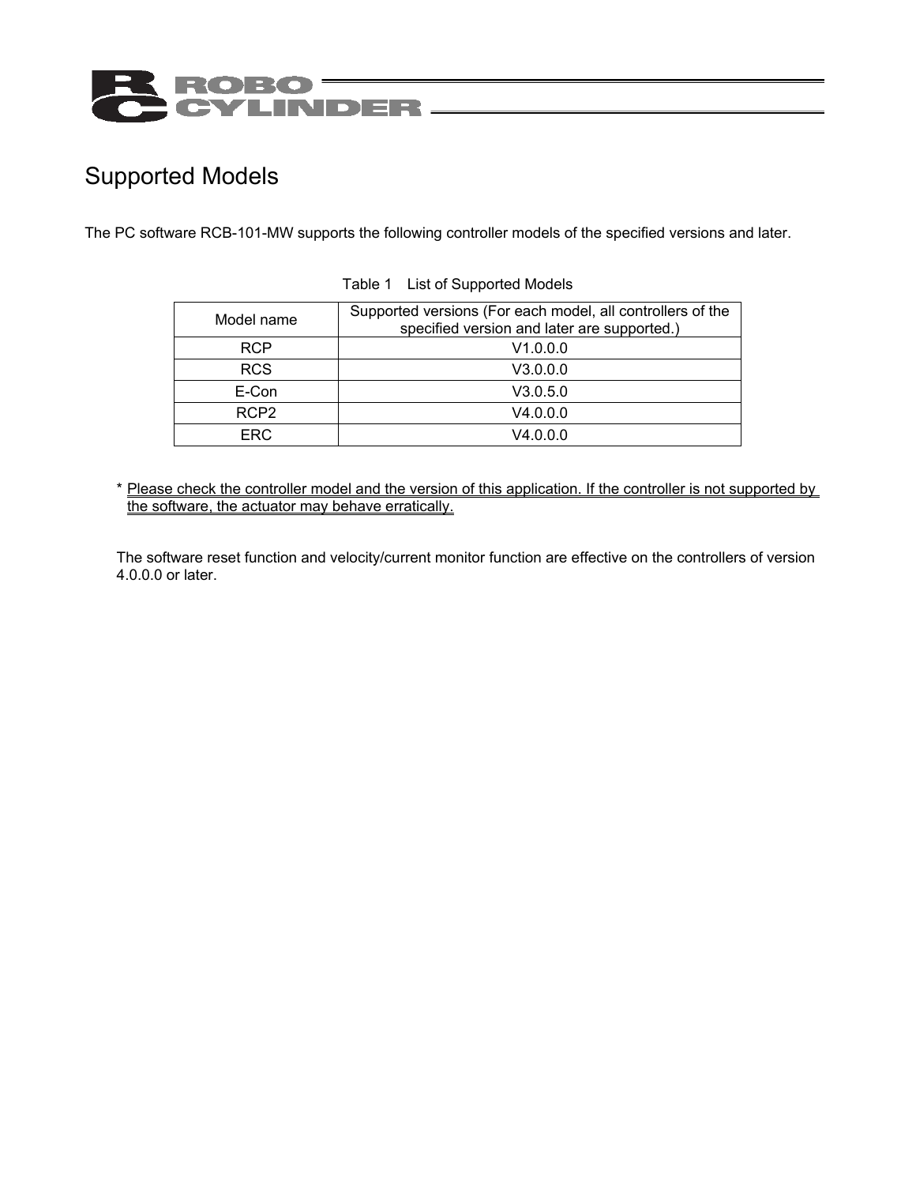# Supported Models

The PC software RCB-101-MW supports the following controller models of the specified versions and later.

Table 1 List of Supported Models

| Model name | Supported versions (For each model, all controllers of the specified version and later are supported.) |
|---|---|
| RCP | V1.0.0.0 |
| RCS | V3.0.0.0 |
| E-Con | V3.0.5.0 |
| RCP2 | V4.0.0.0 |
| ERC | V4.0.0.0 |

* Please check the controller model and the version of this application. If the controller is not supported by the software, the actuator may behave erratically.

The software reset function and velocity/current monitor function are effective on the controllers of version 4.0.0.0 or later.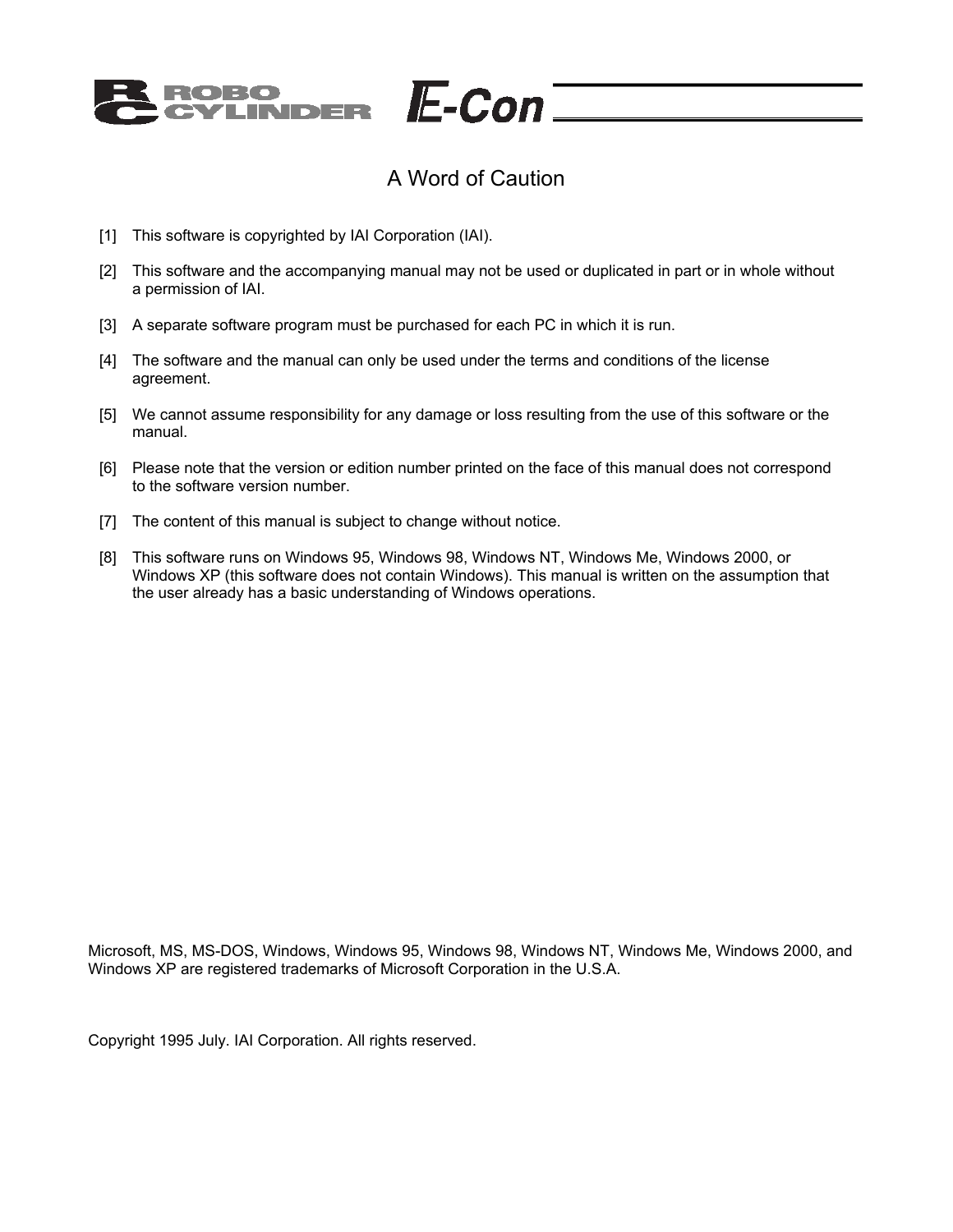# A Word of Caution

[1] This software is copyrighted by IAI Corporation (IAI).

[2] This software and the accompanying manual may not be used or duplicated in part or in whole without a permission of IAI.

[3] A separate software program must be purchased for each PC in which it is run.

[4] The software and the manual can only be used under the terms and conditions of the license agreement.

[5] We cannot assume responsibility for any damage or loss resulting from the use of this software or the manual.

[6] Please note that the version or edition number printed on the face of this manual does not correspond to the software version number.

[7] The content of this manual is subject to change without notice.

[8] This software runs on Windows 95, Windows 98, Windows NT, Windows Me, Windows 2000, or Windows XP (this software does not contain Windows). This manual is written on the assumption that the user already has a basic understanding of Windows operations.

Microsoft, MS, MS-DOS, Windows, Windows 95, Windows 98, Windows NT, Windows Me, Windows 2000, and Windows XP are registered trademarks of Microsoft Corporation in the U.S.A.

Copyright 1995 July. IAI Corporation. All rights reserved.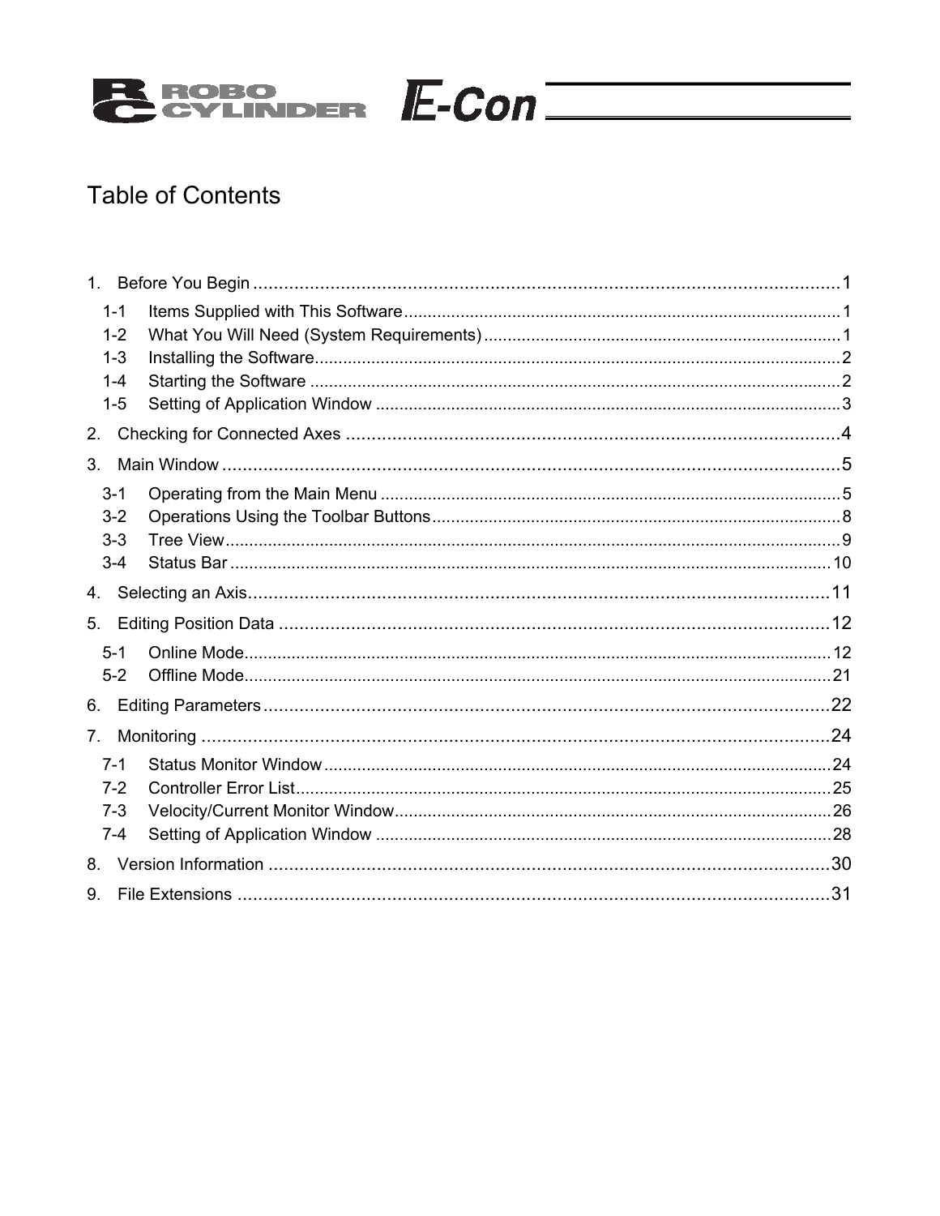# Table of Contents

1. Before You Begin ........................................................................................................1
   - 1-1 Items Supplied with This Software ........................................................................1
   - 1-2 What You Will Need (System Requirements) ........................................................1
   - 1-3 Installing the Software...........................................................................................2
   - 1-4 Starting the Software .............................................................................................2
   - 1-5 Setting of Application Window ..............................................................................3
2. Checking for Connected Axes .......................................................................................4
3. Main Window ..............................................................................................................5
   - 3-1 Operating from the Main Menu ..............................................................................5
   - 3-2 Operations Using the Toolbar Buttons....................................................................8
   - 3-3 Tree View..............................................................................................................9
   - 3-4 Status Bar ............................................................................................................10
4. Selecting an Axis.........................................................................................................11
5. Editing Position Data ..................................................................................................12
   - 5-1 Online Mode.........................................................................................................12
   - 5-2 Offline Mode.........................................................................................................21
6. Editing Parameters .....................................................................................................22
7. Monitoring .................................................................................................................24
   - 7-1 Status Monitor Window ........................................................................................24
   - 7-2 Controller Error List..............................................................................................25
   - 7-3 Velocity/Current Monitor Window.........................................................................26
   - 7-4 Setting of Application Window .............................................................................28
8. Version Information ...................................................................................................30
9. File Extensions ...........................................................................................................31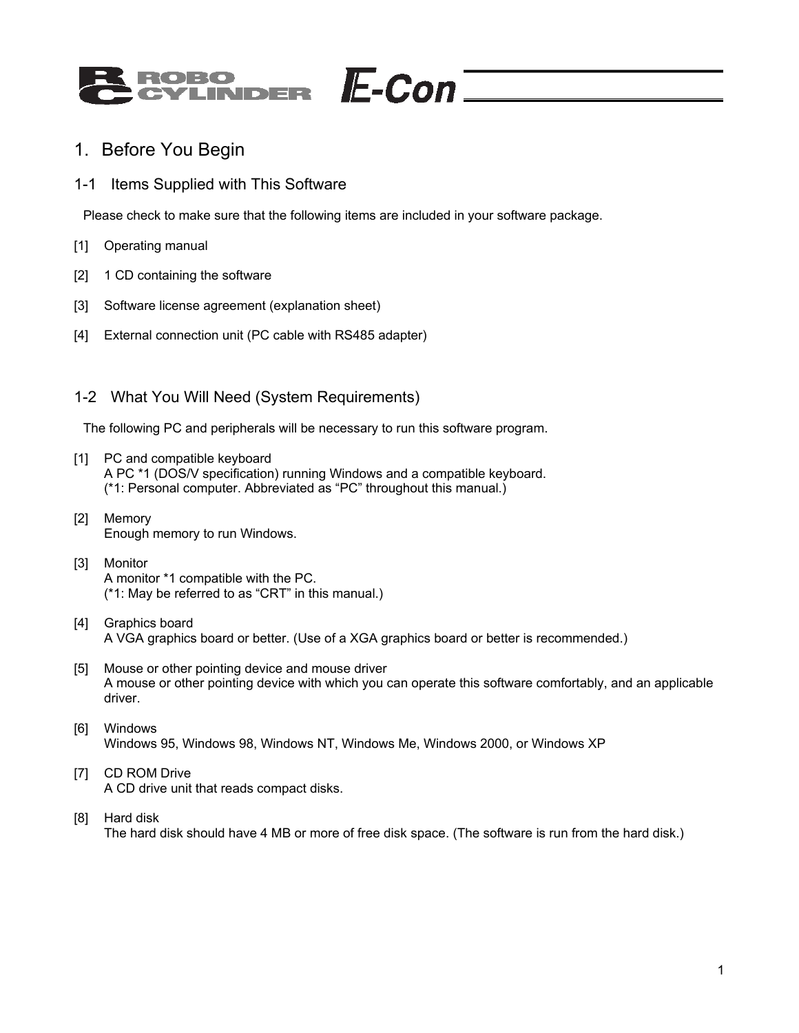# 1. Before You Begin

## 1-1 Items Supplied with This Software

Please check to make sure that the following items are included in your software package.

[1] Operating manual

[2] 1 CD containing the software

[3] Software license agreement (explanation sheet)

[4] External connection unit (PC cable with RS485 adapter)

## 1-2 What You Will Need (System Requirements)

The following PC and peripherals will be necessary to run this software program.

[1] PC and compatible keyboard
A PC *1 (DOS/V specification) running Windows and a compatible keyboard.
(*1: Personal computer. Abbreviated as "PC" throughout this manual.)

[2] Memory
Enough memory to run Windows.

[3] Monitor
A monitor *1 compatible with the PC.
(*1: May be referred to as "CRT" in this manual.)

[4] Graphics board
A VGA graphics board or better. (Use of a XGA graphics board or better is recommended.)

[5] Mouse or other pointing device and mouse driver
A mouse or other pointing device with which you can operate this software comfortably, and an applicable driver.

[6] Windows
Windows 95, Windows 98, Windows NT, Windows Me, Windows 2000, or Windows XP

[7] CD ROM Drive
A CD drive unit that reads compact disks.

[8] Hard disk
The hard disk should have 4 MB or more of free disk space. (The software is run from the hard disk.)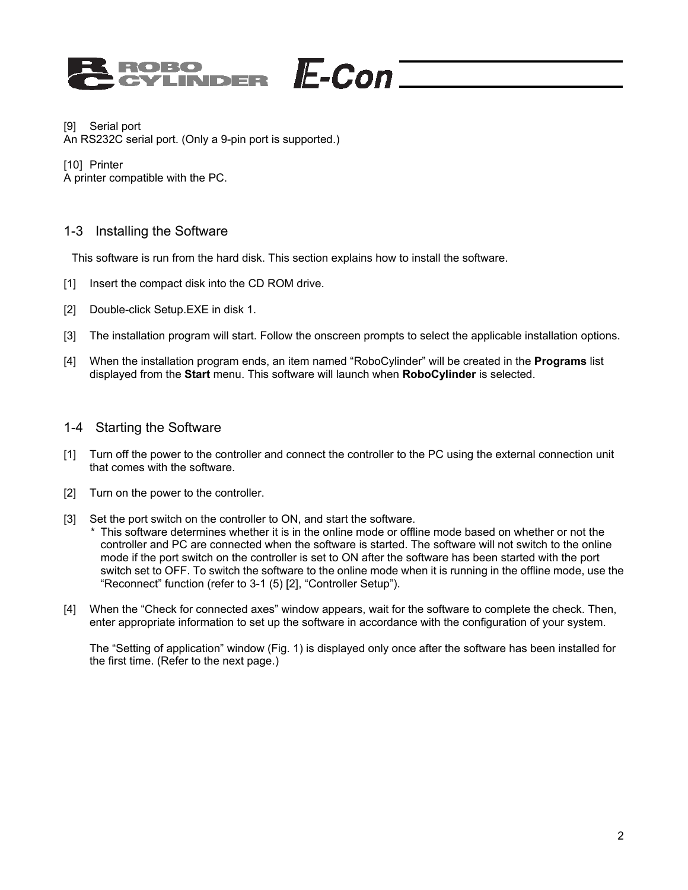[9] Serial port
An RS232C serial port. (Only a 9-pin port is supported.)

[10] Printer
A printer compatible with the PC.

## 1-3 Installing the Software

This software is run from the hard disk. This section explains how to install the software.

[1] Insert the compact disk into the CD ROM drive.

[2] Double-click Setup.EXE in disk 1.

[3] The installation program will start. Follow the onscreen prompts to select the applicable installation options.

[4] When the installation program ends, an item named "RoboCylinder" will be created in the **Programs** list displayed from the **Start** menu. This software will launch when **RoboCylinder** is selected.

## 1-4 Starting the Software

[1] Turn off the power to the controller and connect the controller to the PC using the external connection unit that comes with the software.

[2] Turn on the power to the controller.

[3] Set the port switch on the controller to ON, and start the software.
\* This software determines whether it is in the online mode or offline mode based on whether or not the controller and PC are connected when the software is started. The software will not switch to the online mode if the port switch on the controller is set to ON after the software has been started with the port switch set to OFF. To switch the software to the online mode when it is running in the offline mode, use the "Reconnect" function (refer to 3-1 (5) [2], "Controller Setup").

[4] When the "Check for connected axes" window appears, wait for the software to complete the check. Then, enter appropriate information to set up the software in accordance with the configuration of your system.

The "Setting of application" window (Fig. 1) is displayed only once after the software has been installed for the first time. (Refer to the next page.)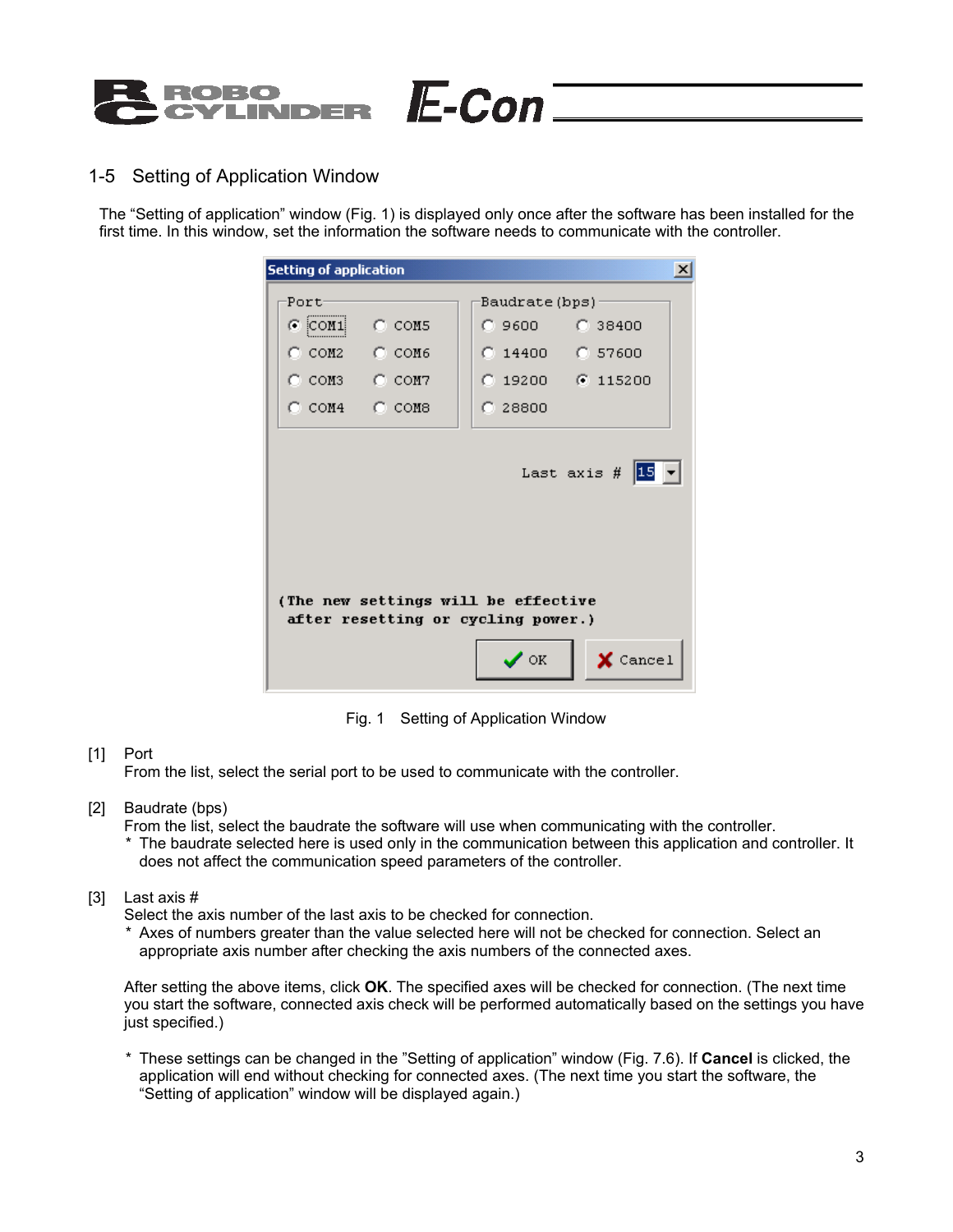## 1-5 Setting of Application Window

The "Setting of application" window (Fig. 1) is displayed only once after the software has been installed for the first time. In this window, set the information the software needs to communicate with the controller.

Fig. 1 Setting of Application Window

[1] Port
From the list, select the serial port to be used to communicate with the controller.

[2] Baudrate (bps)
From the list, select the baudrate the software will use when communicating with the controller.
* The baudrate selected here is used only in the communication between this application and controller. It does not affect the communication speed parameters of the controller.

[3] Last axis #
Select the axis number of the last axis to be checked for connection.
* Axes of numbers greater than the value selected here will not be checked for connection. Select an appropriate axis number after checking the axis numbers of the connected axes.

After setting the above items, click **OK**. The specified axes will be checked for connection. (The next time you start the software, connected axis check will be performed automatically based on the settings you have just specified.)

* These settings can be changed in the "Setting of application" window (Fig. 7.6). If **Cancel** is clicked, the application will end without checking for connected axes. (The next time you start the software, the "Setting of application" window will be displayed again.)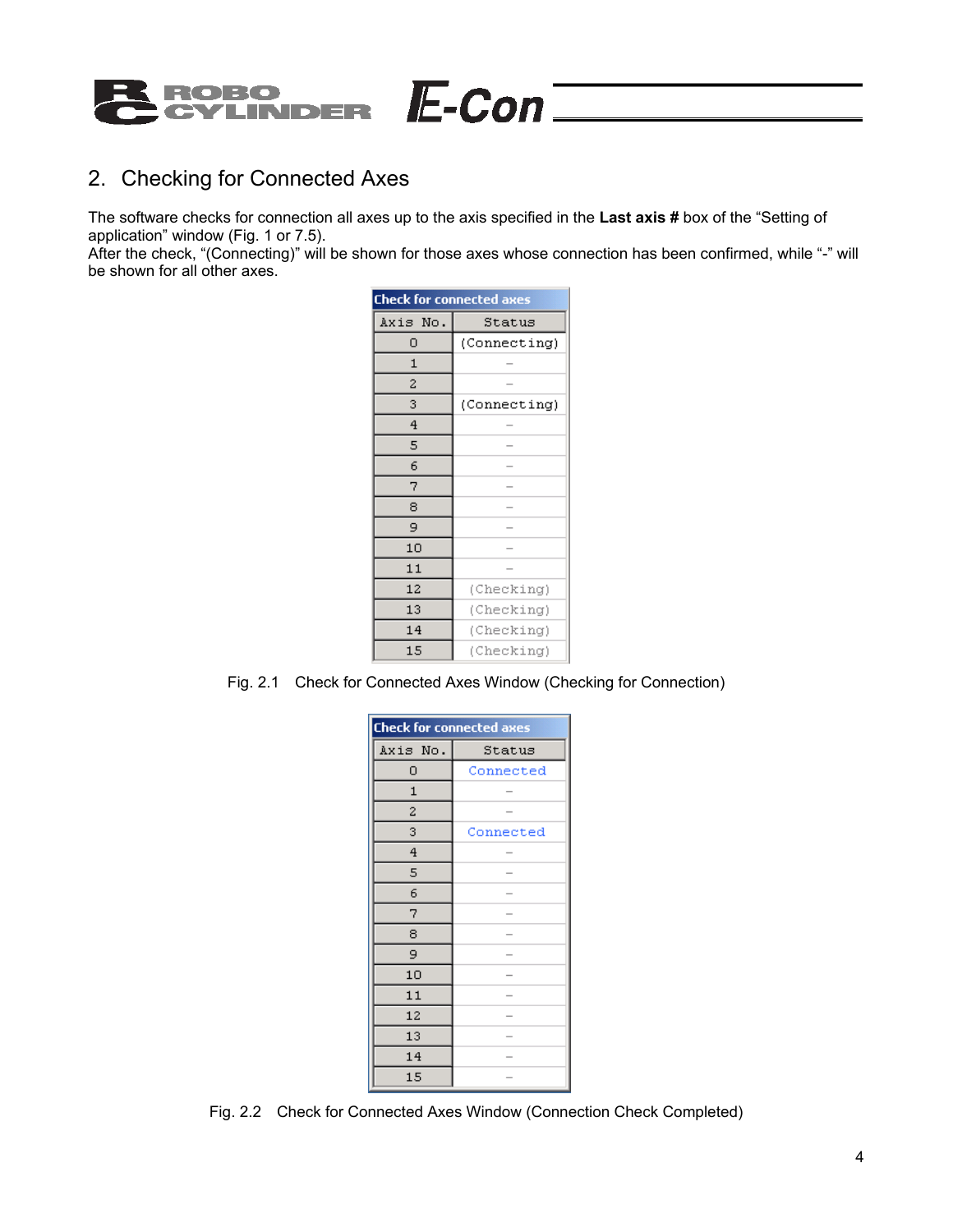## 2. Checking for Connected Axes

The software checks for connection all axes up to the axis specified in the **Last axis #** box of the "Setting of application" window (Fig. 1 or 7.5).
After the check, "(Connecting)" will be shown for those axes whose connection has been confirmed, while "-" will be shown for all other axes.

**Check for connected axes**

| Axis No. | Status |
|---|---|
| 0 | (Connecting) |
| 1 | – |
| 2 | – |
| 3 | (Connecting) |
| 4 | – |
| 5 | – |
| 6 | – |
| 7 | – |
| 8 | – |
| 9 | – |
| 10 | – |
| 11 | – |
| 12 | (Checking) |
| 13 | (Checking) |
| 14 | (Checking) |
| 15 | (Checking) |

Fig. 2.1 Check for Connected Axes Window (Checking for Connection)

**Check for connected axes**

| Axis No. | Status |
|---|---|
| 0 | Connected |
| 1 | – |
| 2 | – |
| 3 | Connected |
| 4 | – |
| 5 | – |
| 6 | – |
| 7 | – |
| 8 | – |
| 9 | – |
| 10 | – |
| 11 | – |
| 12 | – |
| 13 | – |
| 14 | – |
| 15 | – |

Fig. 2.2 Check for Connected Axes Window (Connection Check Completed)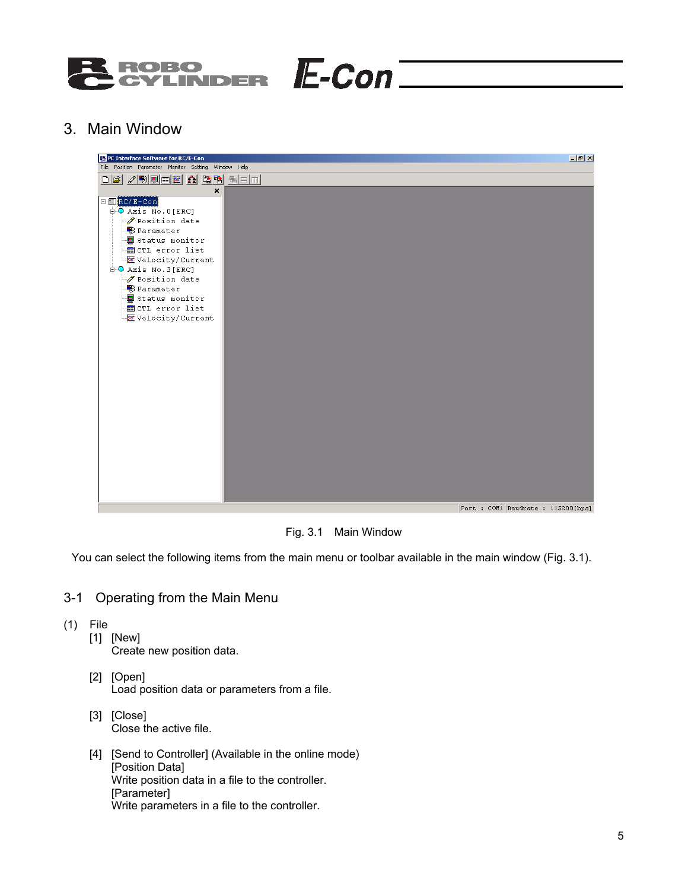# 3. Main Window

Fig. 3.1 Main Window

You can select the following items from the main menu or toolbar available in the main window (Fig. 3.1).

## 3-1 Operating from the Main Menu

(1) File

[1] [New]
Create new position data.

[2] [Open]
Load position data or parameters from a file.

[3] [Close]
Close the active file.

[4] [Send to Controller] (Available in the online mode)
[Position Data]
Write position data in a file to the controller.
[Parameter]
Write parameters in a file to the controller.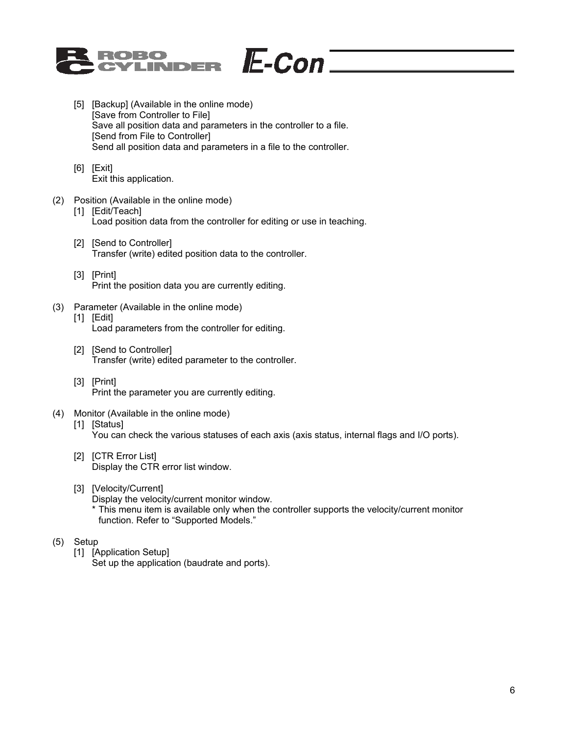[5] [Backup] (Available in the online mode)
[Save from Controller to File]
Save all position data and parameters in the controller to a file.
[Send from File to Controller]
Send all position data and parameters in a file to the controller.

[6] [Exit]
Exit this application.

(2) Position (Available in the online mode)
[1] [Edit/Teach]
Load position data from the controller for editing or use in teaching.

[2] [Send to Controller]
Transfer (write) edited position data to the controller.

[3] [Print]
Print the position data you are currently editing.

(3) Parameter (Available in the online mode)
[1] [Edit]
Load parameters from the controller for editing.

[2] [Send to Controller]
Transfer (write) edited parameter to the controller.

[3] [Print]
Print the parameter you are currently editing.

(4) Monitor (Available in the online mode)
[1] [Status]
You can check the various statuses of each axis (axis status, internal flags and I/O ports).

[2] [CTR Error List]
Display the CTR error list window.

[3] [Velocity/Current]
Display the velocity/current monitor window.
* This menu item is available only when the controller supports the velocity/current monitor function. Refer to “Supported Models.”

(5) Setup
[1] [Application Setup]
Set up the application (baudrate and ports).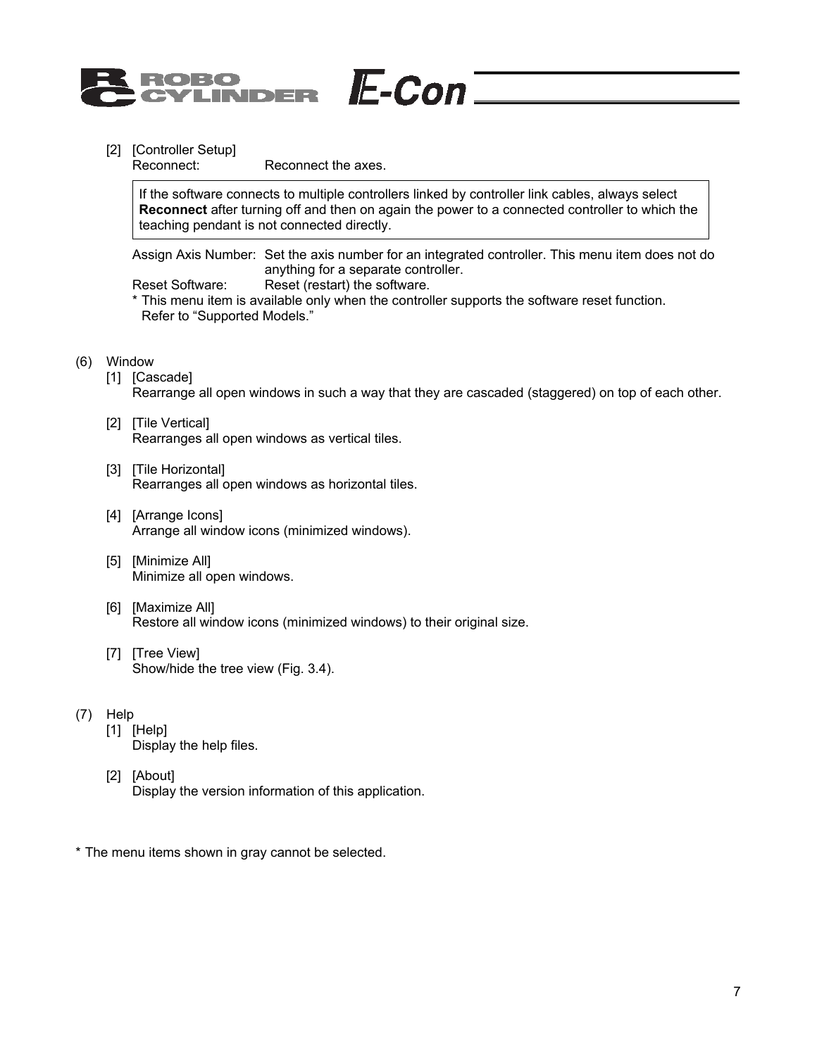[2] [Controller Setup]

Reconnect: Reconnect the axes.

> If the software connects to multiple controllers linked by controller link cables, always select **Reconnect** after turning off and then on again the power to a connected controller to which the teaching pendant is not connected directly.

Assign Axis Number: Set the axis number for an integrated controller. This menu item does not do anything for a separate controller.

Reset Software: Reset (restart) the software.

* This menu item is available only when the controller supports the software reset function. Refer to “Supported Models.”

(6) Window

[1] [Cascade]
Rearrange all open windows in such a way that they are cascaded (staggered) on top of each other.

[2] [Tile Vertical]
Rearranges all open windows as vertical tiles.

[3] [Tile Horizontal]
Rearranges all open windows as horizontal tiles.

[4] [Arrange Icons]
Arrange all window icons (minimized windows).

[5] [Minimize All]
Minimize all open windows.

[6] [Maximize All]
Restore all window icons (minimized windows) to their original size.

[7] [Tree View]
Show/hide the tree view (Fig. 3.4).

(7) Help

[1] [Help]
Display the help files.

[2] [About]
Display the version information of this application.

* The menu items shown in gray cannot be selected.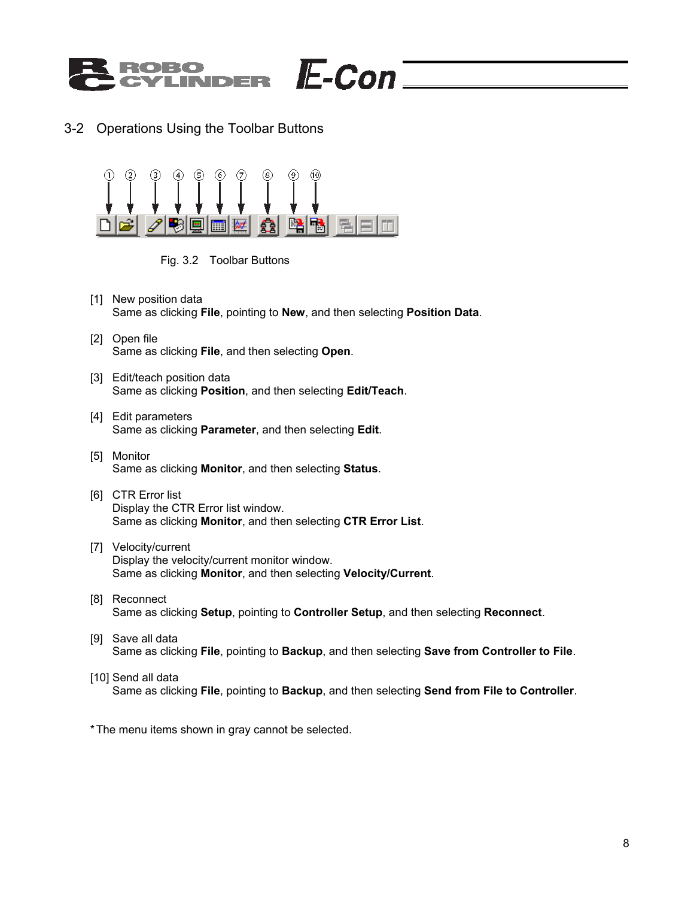## 3-2 Operations Using the Toolbar Buttons

Fig. 3.2 Toolbar Buttons

[1] New position data
Same as clicking **File**, pointing to **New**, and then selecting **Position Data**.

[2] Open file
Same as clicking **File**, and then selecting **Open**.

[3] Edit/teach position data
Same as clicking **Position**, and then selecting **Edit/Teach**.

[4] Edit parameters
Same as clicking **Parameter**, and then selecting **Edit**.

[5] Monitor
Same as clicking **Monitor**, and then selecting **Status**.

[6] CTR Error list
Display the CTR Error list window.
Same as clicking **Monitor**, and then selecting **CTR Error List**.

[7] Velocity/current
Display the velocity/current monitor window.
Same as clicking **Monitor**, and then selecting **Velocity/Current**.

[8] Reconnect
Same as clicking **Setup**, pointing to **Controller Setup**, and then selecting **Reconnect**.

[9] Save all data
Same as clicking **File**, pointing to **Backup**, and then selecting **Save from Controller to File**.

[10] Send all data
Same as clicking **File**, pointing to **Backup**, and then selecting **Send from File to Controller**.

* The menu items shown in gray cannot be selected.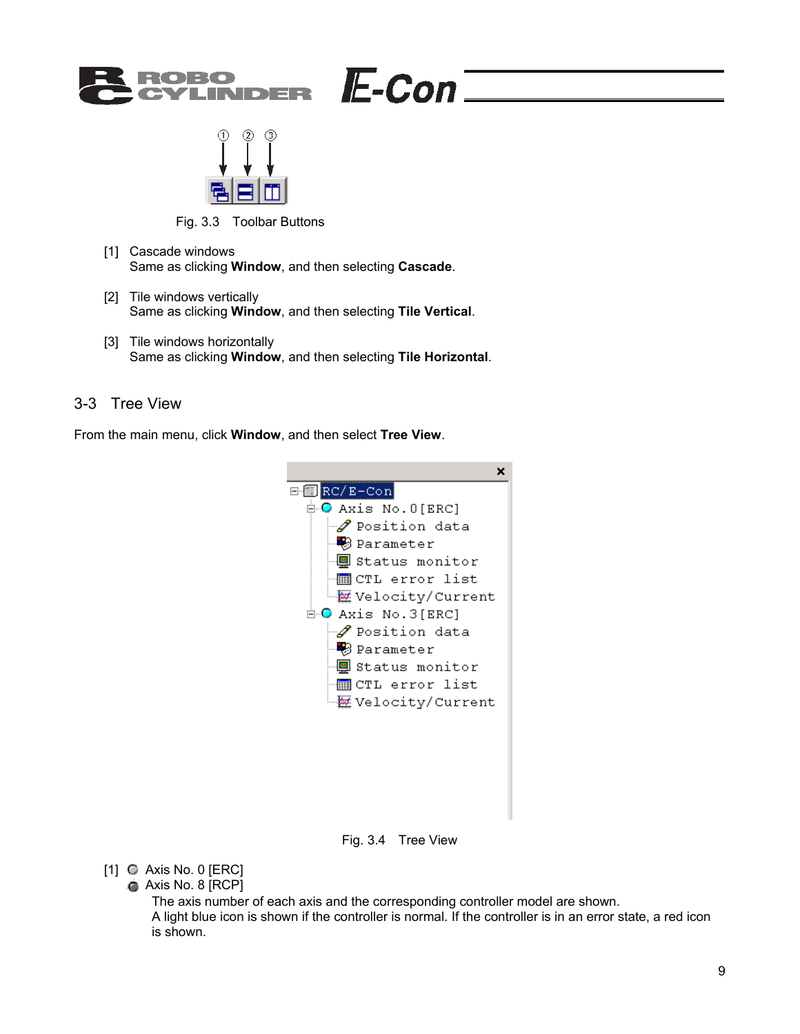Fig. 3.3 Toolbar Buttons

[1] Cascade windows
Same as clicking **Window**, and then selecting **Cascade**.

[2] Tile windows vertically
Same as clicking **Window**, and then selecting **Tile Vertical**.

[3] Tile windows horizontally
Same as clicking **Window**, and then selecting **Tile Horizontal**.

## 3-3 Tree View

From the main menu, click **Window**, and then select **Tree View**.

Fig. 3.4 Tree View

[1] Axis No. 0 [ERC]
Axis No. 8 [RCP]
The axis number of each axis and the corresponding controller model are shown.
A light blue icon is shown if the controller is normal. If the controller is in an error state, a red icon is shown.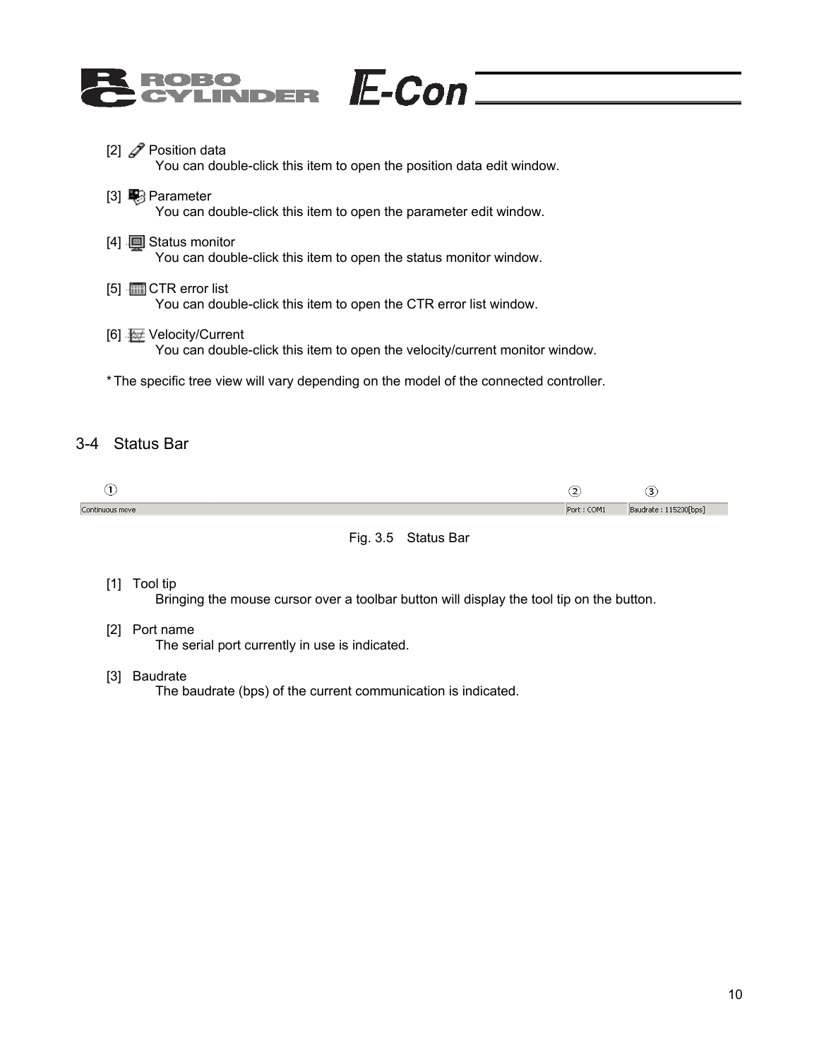[2] Position data
   You can double-click this item to open the position data edit window.

[3] Parameter
   You can double-click this item to open the parameter edit window.

[4] Status monitor
   You can double-click this item to open the status monitor window.

[5] CTR error list
   You can double-click this item to open the CTR error list window.

[6] Velocity/Current
   You can double-click this item to open the velocity/current monitor window.

* The specific tree view will vary depending on the model of the connected controller.

## 3-4 Status Bar

① Continuous move  ② Port : COM1  ③ Baudrate : 115200[bps]

Fig. 3.5 Status Bar

[1] Tool tip
   Bringing the mouse cursor over a toolbar button will display the tool tip on the button.

[2] Port name
   The serial port currently in use is indicated.

[3] Baudrate
   The baudrate (bps) of the current communication is indicated.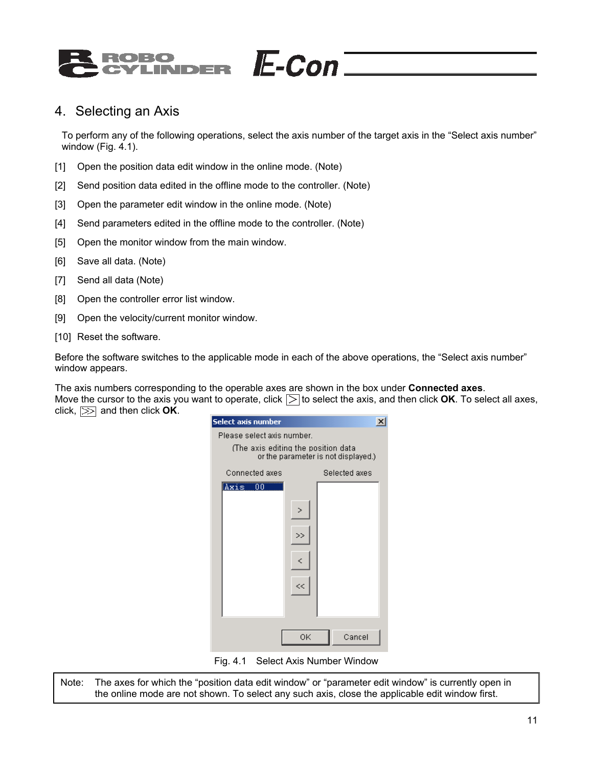## 4. Selecting an Axis

To perform any of the following operations, select the axis number of the target axis in the "Select axis number" window (Fig. 4.1).

[1] Open the position data edit window in the online mode. (Note)

[2] Send position data edited in the offline mode to the controller. (Note)

[3] Open the parameter edit window in the online mode. (Note)

[4] Send parameters edited in the offline mode to the controller. (Note)

[5] Open the monitor window from the main window.

[6] Save all data. (Note)

[7] Send all data (Note)

[8] Open the controller error list window.

[9] Open the velocity/current monitor window.

[10] Reset the software.

Before the software switches to the applicable mode in each of the above operations, the "Select axis number" window appears.

The axis numbers corresponding to the operable axes are shown in the box under **Connected axes**.
Move the cursor to the axis you want to operate, click [>] to select the axis, and then click **OK**. To select all axes, click, [>>] and then click **OK**.

Fig. 4.1 Select Axis Number Window

| Note: | The axes for which the "position data edit window" or "parameter edit window" is currently open in the online mode are not shown. To select any such axis, close the applicable edit window first. |
|---|---|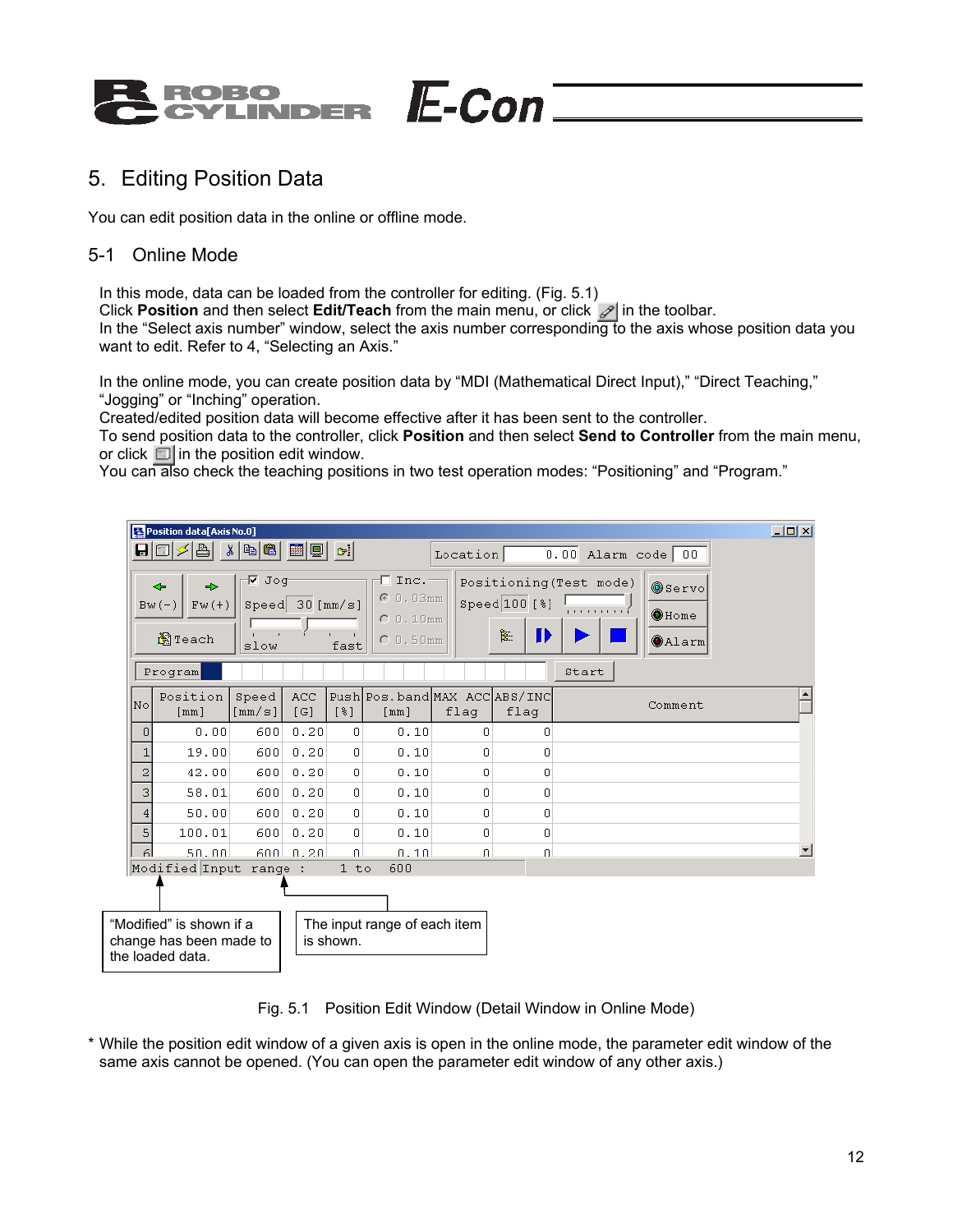# 5. Editing Position Data

You can edit position data in the online or offline mode.

## 5-1 Online Mode

In this mode, data can be loaded from the controller for editing. (Fig. 5.1)
Click **Position** and then select **Edit/Teach** from the main menu, or click in the toolbar.
In the "Select axis number" window, select the axis number corresponding to the axis whose position data you want to edit. Refer to 4, "Selecting an Axis."

In the online mode, you can create position data by "MDI (Mathematical Direct Input)," "Direct Teaching," "Jogging" or "Inching" operation.
Created/edited position data will become effective after it has been sent to the controller.
To send position data to the controller, click **Position** and then select **Send to Controller** from the main menu, or click in the position edit window.
You can also check the teaching positions in two test operation modes: "Positioning" and "Program."

| No | Position [mm] | Speed [mm/s] | ACC [G] | Push [%] | Pos. band [mm] | MAX ACC flag | ABS/INC flag | Comment |
|---|---|---|---|---|---|---|---|---|
| 0 | 0.00 | 600 | 0.20 | 0 | 0.10 | 0 | 0 | |
| 1 | 19.00 | 600 | 0.20 | 0 | 0.10 | 0 | 0 | |
| 2 | 42.00 | 600 | 0.20 | 0 | 0.10 | 0 | 0 | |
| 3 | 58.01 | 600 | 0.20 | 0 | 0.10 | 0 | 0 | |
| 4 | 50.00 | 600 | 0.20 | 0 | 0.10 | 0 | 0 | |
| 5 | 100.01 | 600 | 0.20 | 0 | 0.10 | 0 | 0 | |
| 6 | 50.00 | 600 | 0.20 | 0 | 0.10 | 0 | 0 | |

"Modified" is shown if a change has been made to the loaded data.

The input range of each item is shown.

Fig. 5.1 Position Edit Window (Detail Window in Online Mode)

\* While the position edit window of a given axis is open in the online mode, the parameter edit window of the same axis cannot be opened. (You can open the parameter edit window of any other axis.)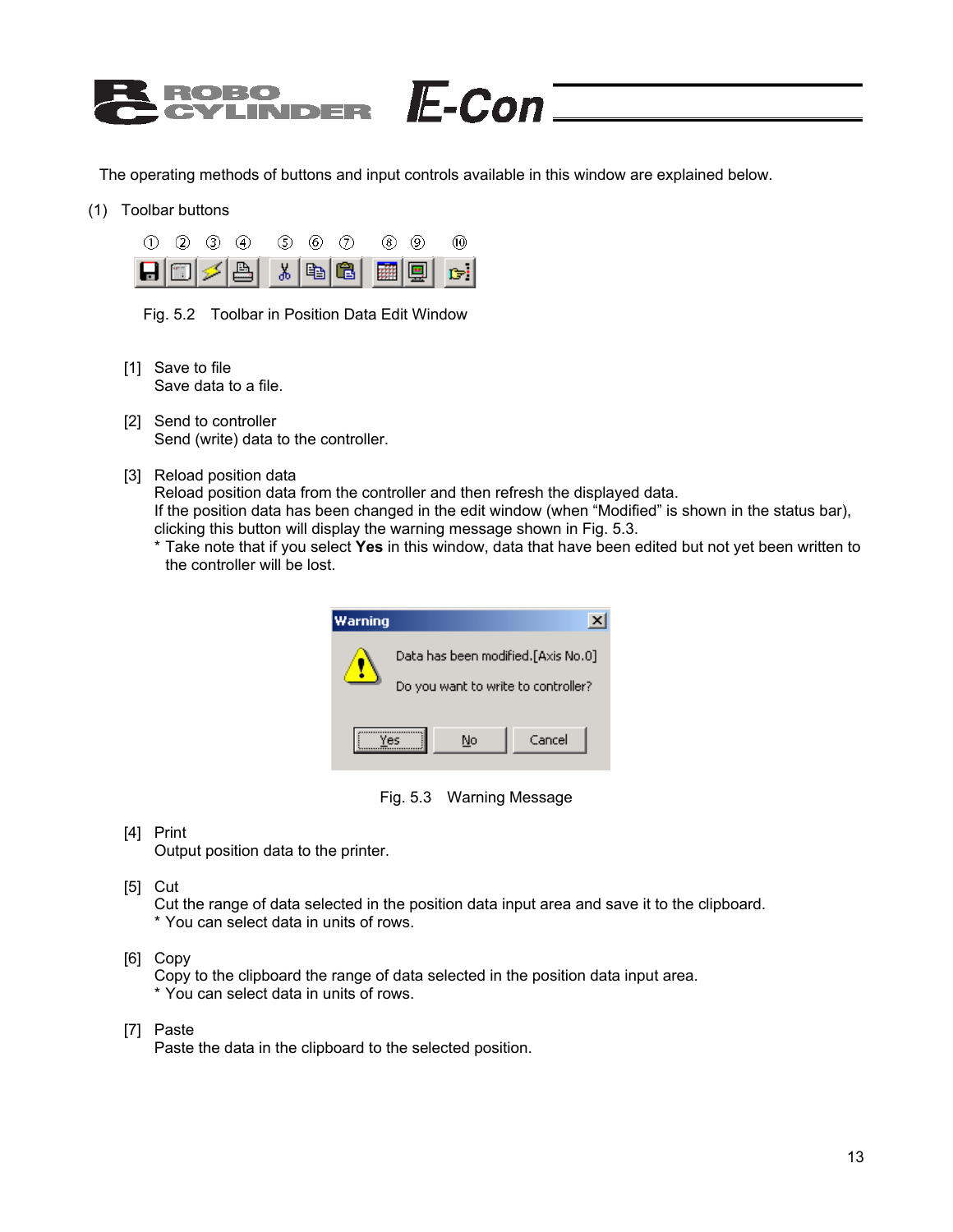The operating methods of buttons and input controls available in this window are explained below.

(1) Toolbar buttons

Fig. 5.2 Toolbar in Position Data Edit Window

[1] Save to file
Save data to a file.

[2] Send to controller
Send (write) data to the controller.

[3] Reload position data
Reload position data from the controller and then refresh the displayed data.
If the position data has been changed in the edit window (when "Modified" is shown in the status bar), clicking this button will display the warning message shown in Fig. 5.3.
* Take note that if you select **Yes** in this window, data that have been edited but not yet been written to the controller will be lost.

Fig. 5.3 Warning Message

[4] Print
Output position data to the printer.

[5] Cut
Cut the range of data selected in the position data input area and save it to the clipboard.
* You can select data in units of rows.

[6] Copy
Copy to the clipboard the range of data selected in the position data input area.
* You can select data in units of rows.

[7] Paste
Paste the data in the clipboard to the selected position.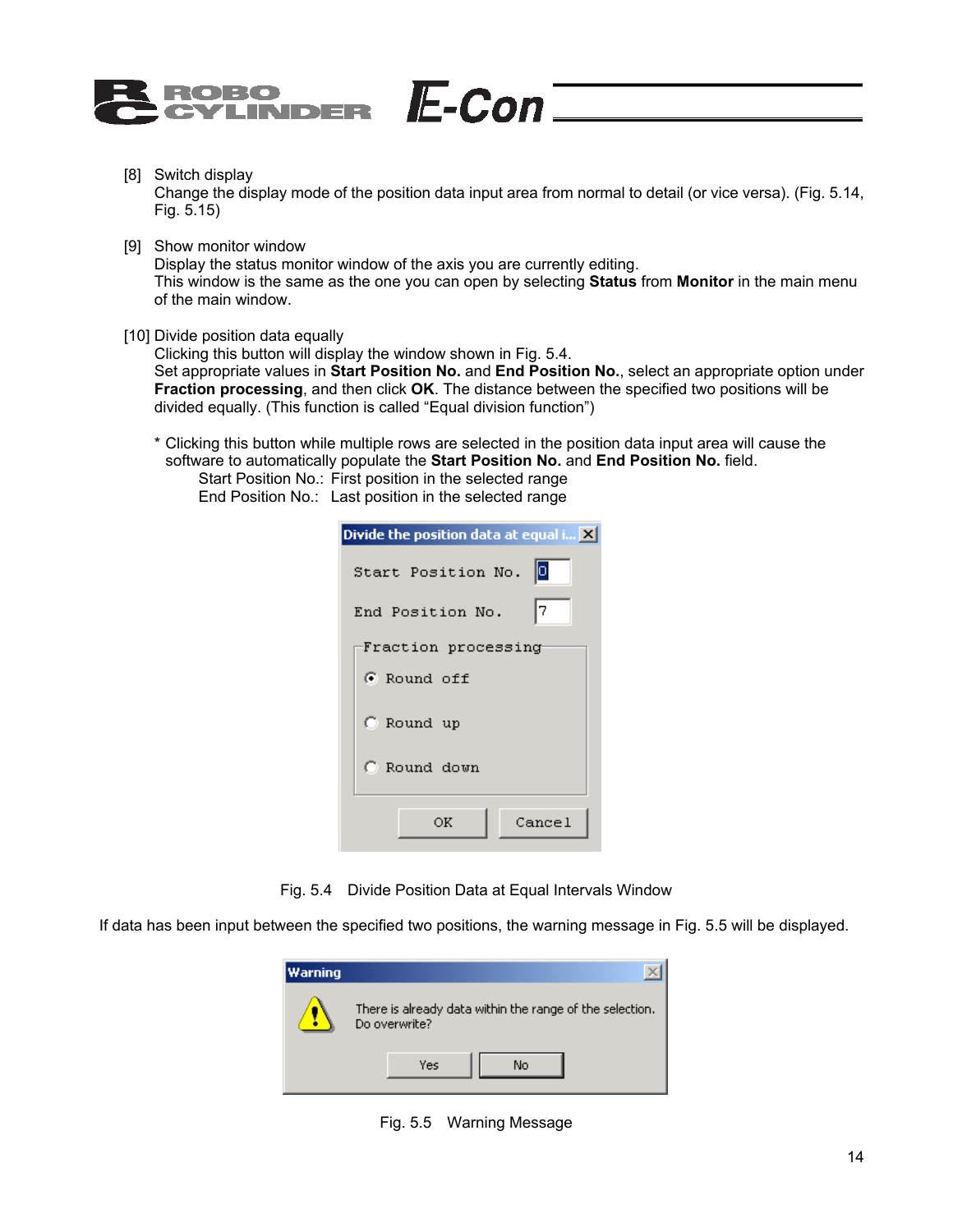[8] Switch display

Change the display mode of the position data input area from normal to detail (or vice versa). (Fig. 5.14, Fig. 5.15)

[9] Show monitor window

Display the status monitor window of the axis you are currently editing.
This window is the same as the one you can open by selecting **Status** from **Monitor** in the main menu of the main window.

[10] Divide position data equally

Clicking this button will display the window shown in Fig. 5.4.
Set appropriate values in **Start Position No.** and **End Position No.**, select an appropriate option under **Fraction processing**, and then click **OK**. The distance between the specified two positions will be divided equally. (This function is called “Equal division function”)

\* Clicking this button while multiple rows are selected in the position data input area will cause the software to automatically populate the **Start Position No.** and **End Position No.** field.

Start Position No.: First position in the selected range
End Position No.: Last position in the selected range

Divide the position data at equal i...

Start Position No. 0

End Position No. 7

Fraction processing

- Round off
- Round up
- Round down

OK Cancel

Fig. 5.4 Divide Position Data at Equal Intervals Window

If data has been input between the specified two positions, the warning message in Fig. 5.5 will be displayed.

Warning

There is already data within the range of the selection.
Do overwrite?

Yes No

Fig. 5.5 Warning Message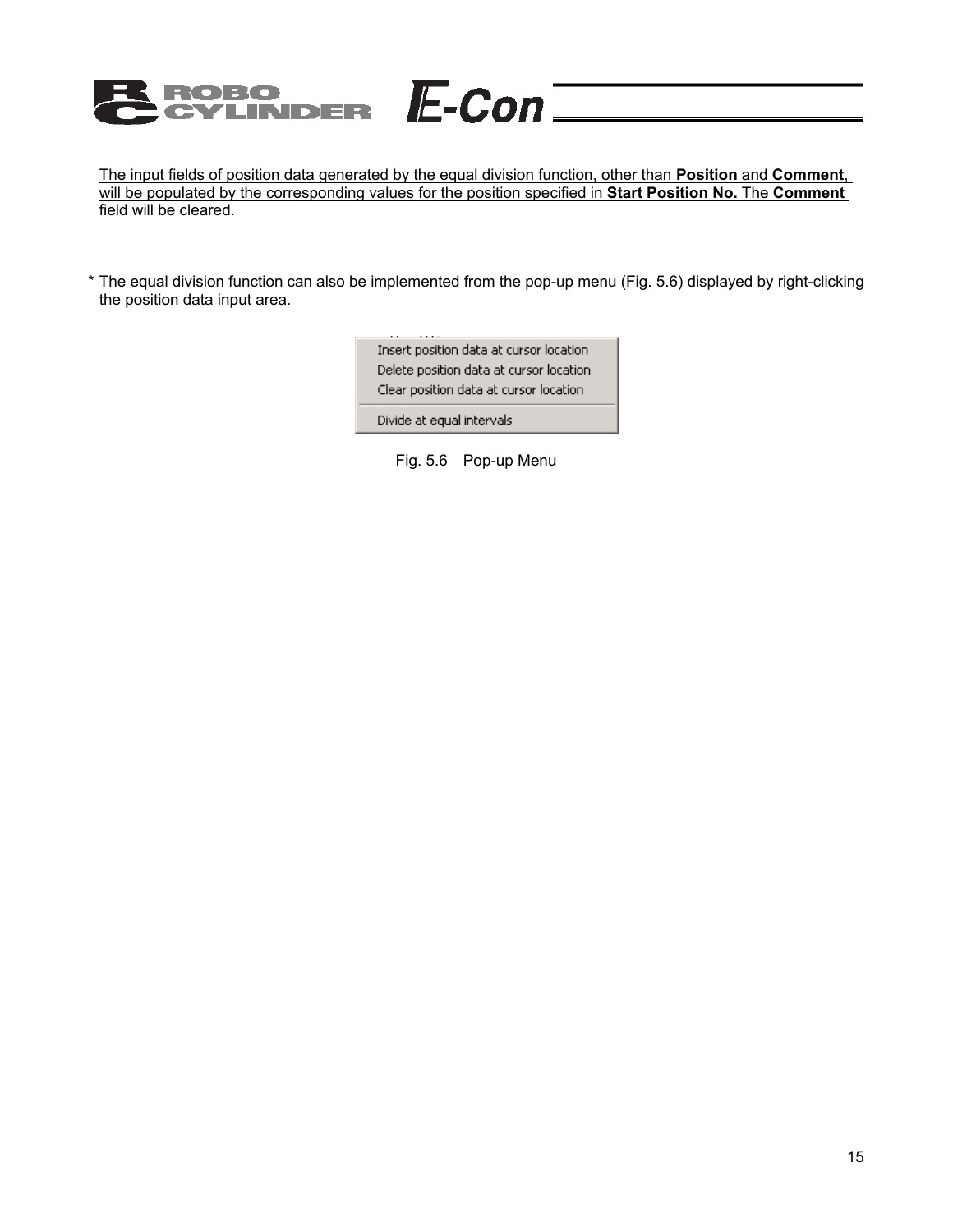The input fields of position data generated by the equal division function, other than **Position** and **Comment**, will be populated by the corresponding values for the position specified in **Start Position No.** The **Comment** field will be cleared.

* The equal division function can also be implemented from the pop-up menu (Fig. 5.6) displayed by right-clicking the position data input area.

Insert position data at cursor location
Delete position data at cursor location
Clear position data at cursor location

Divide at equal intervals

Fig. 5.6 Pop-up Menu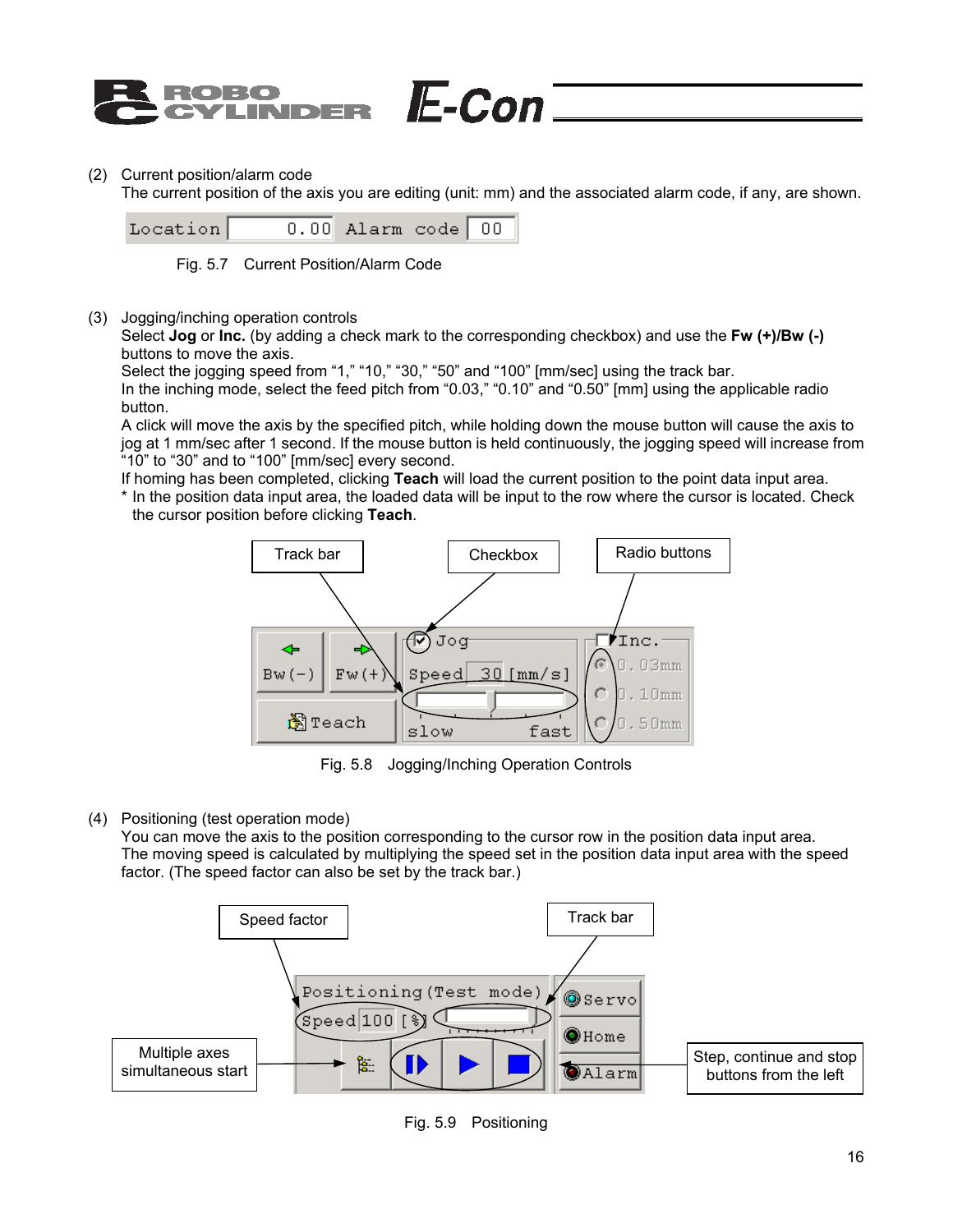(2) Current position/alarm code

The current position of the axis you are editing (unit: mm) and the associated alarm code, if any, are shown.

Location 0.00 Alarm code 00

Fig. 5.7 Current Position/Alarm Code

(3) Jogging/inching operation controls

Select **Jog** or **Inc.** (by adding a check mark to the corresponding checkbox) and use the **Fw (+)/Bw (-)** buttons to move the axis.

Select the jogging speed from “1,” “10,” “30,” “50” and “100” [mm/sec] using the track bar.

In the inching mode, select the feed pitch from “0.03,” “0.10” and “0.50” [mm] using the applicable radio button.

A click will move the axis by the specified pitch, while holding down the mouse button will cause the axis to jog at 1 mm/sec after 1 second. If the mouse button is held continuously, the jogging speed will increase from “10” to “30” and to “100” [mm/sec] every second.

If homing has been completed, clicking **Teach** will load the current position to the point data input area.

\* In the position data input area, the loaded data will be input to the row where the cursor is located. Check the cursor position before clicking **Teach**.

Track bar | Checkbox | Radio buttons

Bw(−) Fw(+) Teach | Jog Speed 30 [mm/s] slow fast | Inc. 0.03mm 0.10mm 0.50mm

Fig. 5.8 Jogging/Inching Operation Controls

(4) Positioning (test operation mode)

You can move the axis to the position corresponding to the cursor row in the position data input area.

The moving speed is calculated by multiplying the speed set in the position data input area with the speed factor. (The speed factor can also be set by the track bar.)

Speed factor | Track bar | Multiple axes simultaneous start | Step, continue and stop buttons from the left

Positioning(Test mode) Speed 100 [%] | Servo | Home | Alarm

Fig. 5.9 Positioning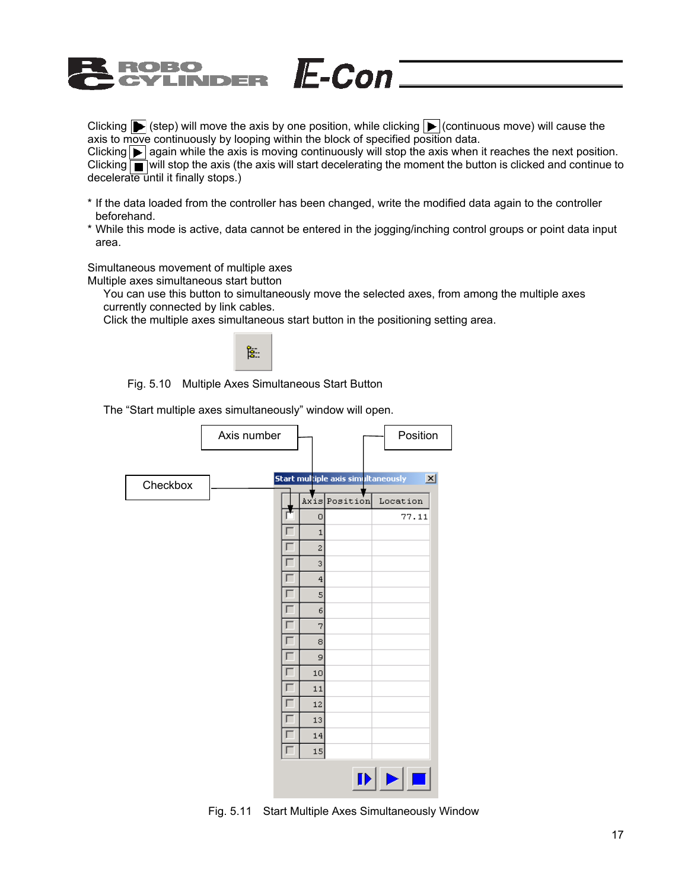Clicking ▶ (step) will move the axis by one position, while clicking ▶ (continuous move) will cause the axis to move continuously by looping within the block of specified position data.
Clicking ▶ again while the axis is moving continuously will stop the axis when it reaches the next position.
Clicking ■ will stop the axis (the axis will start decelerating the moment the button is clicked and continue to decelerate until it finally stops.)

* If the data loaded from the controller has been changed, write the modified data again to the controller beforehand.
* While this mode is active, data cannot be entered in the jogging/inching control groups or point data input area.

Simultaneous movement of multiple axes

Multiple axes simultaneous start button

You can use this button to simultaneously move the selected axes, from among the multiple axes currently connected by link cables.
Click the multiple axes simultaneous start button in the positioning setting area.

Fig. 5.10 Multiple Axes Simultaneous Start Button

The "Start multiple axes simultaneously" window will open.

Axis number

Position

Checkbox

Start multiple axis simultaneously

| | Axis | Position | Location |
|---|---|---|---|
| ☐ | 0 | | 77.11 |
| ☐ | 1 | | |
| ☐ | 2 | | |
| ☐ | 3 | | |
| ☐ | 4 | | |
| ☐ | 5 | | |
| ☐ | 6 | | |
| ☐ | 7 | | |
| ☐ | 8 | | |
| ☐ | 9 | | |
| ☐ | 10 | | |
| ☐ | 11 | | |
| ☐ | 12 | | |
| ☐ | 13 | | |
| ☐ | 14 | | |
| ☐ | 15 | | |

Fig. 5.11 Start Multiple Axes Simultaneously Window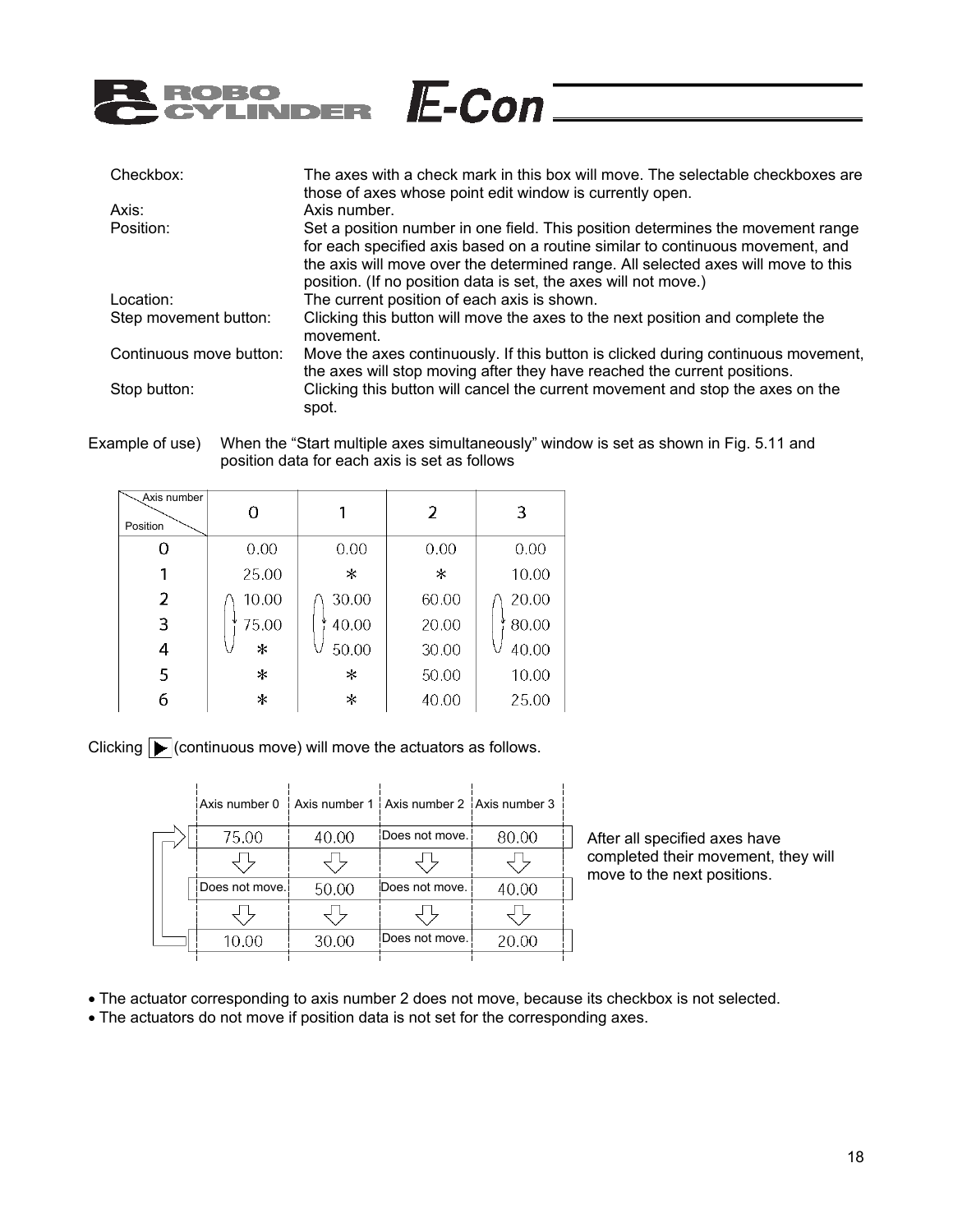| | |
|---|---|
| Checkbox: | The axes with a check mark in this box will move. The selectable checkboxes are those of axes whose point edit window is currently open. |
| Axis: | Axis number. |
| Position: | Set a position number in one field. This position determines the movement range for each specified axis based on a routine similar to continuous movement, and the axis will move over the determined range. All selected axes will move to this position. (If no position data is set, the axes will not move.) |
| Location: | The current position of each axis is shown. |
| Step movement button: | Clicking this button will move the axes to the next position and complete the movement. |
| Continuous move button: | Move the axes continuously. If this button is clicked during continuous movement, the axes will stop moving after they have reached the current positions. |
| Stop button: | Clicking this button will cancel the current movement and stop the axes on the spot. |

Example of use) When the "Start multiple axes simultaneously" window is set as shown in Fig. 5.11 and position data for each axis is set as follows

| Position \ Axis number | 0 | 1 | 2 | 3 |
|---|---|---|---|---|
| 0 | 0.00 | 0.00 | 0.00 | 0.00 |
| 1 | 25.00 | * | * | 10.00 |
| 2 | 10.00 | 30.00 | 60.00 | 20.00 |
| 3 | 75.00 | 40.00 | 20.00 | 80.00 |
| 4 | * | 50.00 | 30.00 | 40.00 |
| 5 | * | * | 50.00 | 10.00 |
| 6 | * | * | 40.00 | 25.00 |

Clicking ▶ (continuous move) will move the actuators as follows.

| Axis number 0 | Axis number 1 | Axis number 2 | Axis number 3 |
|---|---|---|---|
| 75.00 | 40.00 | Does not move. | 80.00 |
| ⇩ | ⇩ | ⇩ | ⇩ |
| Does not move. | 50.00 | Does not move. | 40.00 |
| ⇩ | ⇩ | ⇩ | ⇩ |
| 10.00 | 30.00 | Does not move. | 20.00 |

After all specified axes have completed their movement, they will move to the next positions.

- The actuator corresponding to axis number 2 does not move, because its checkbox is not selected.
- The actuators do not move if position data is not set for the corresponding axes.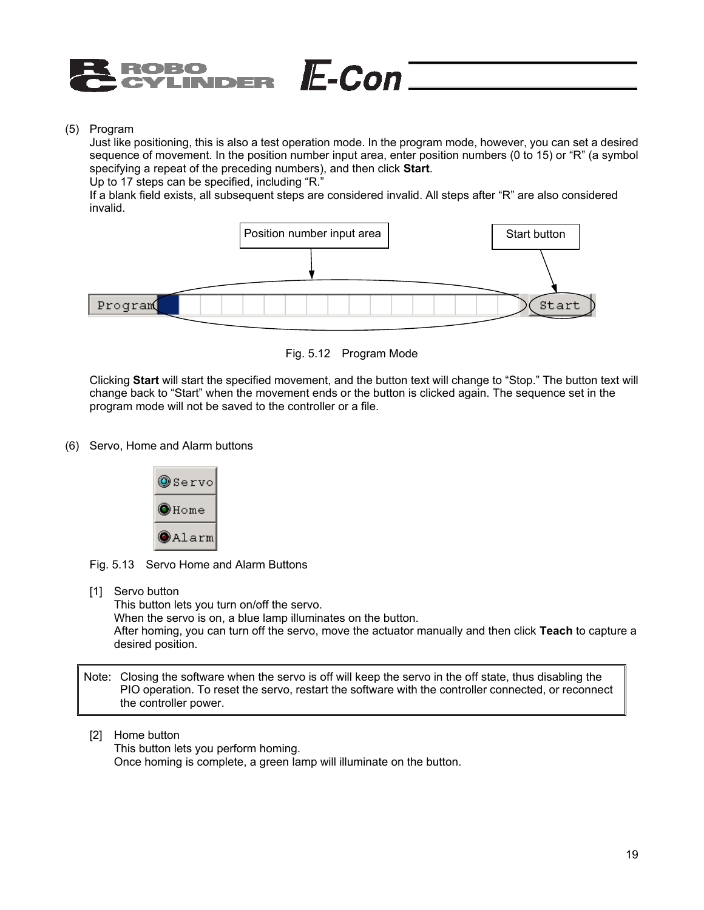(5) Program

Just like positioning, this is also a test operation mode. In the program mode, however, you can set a desired sequence of movement. In the position number input area, enter position numbers (0 to 15) or “R” (a symbol specifying a repeat of the preceding numbers), and then click **Start**.

Up to 17 steps can be specified, including “R.”

If a blank field exists, all subsequent steps are considered invalid. All steps after “R” are also considered invalid.

Position number input area

Start button

Fig. 5.12 Program Mode

Clicking **Start** will start the specified movement, and the button text will change to “Stop.” The button text will change back to “Start” when the movement ends or the button is clicked again. The sequence set in the program mode will not be saved to the controller or a file.

(6) Servo, Home and Alarm buttons

Fig. 5.13 Servo Home and Alarm Buttons

[1] Servo button

This button lets you turn on/off the servo.

When the servo is on, a blue lamp illuminates on the button.

After homing, you can turn off the servo, move the actuator manually and then click **Teach** to capture a desired position.

> Note: Closing the software when the servo is off will keep the servo in the off state, thus disabling the PIO operation. To reset the servo, restart the software with the controller connected, or reconnect the controller power.

[2] Home button

This button lets you perform homing.

Once homing is complete, a green lamp will illuminate on the button.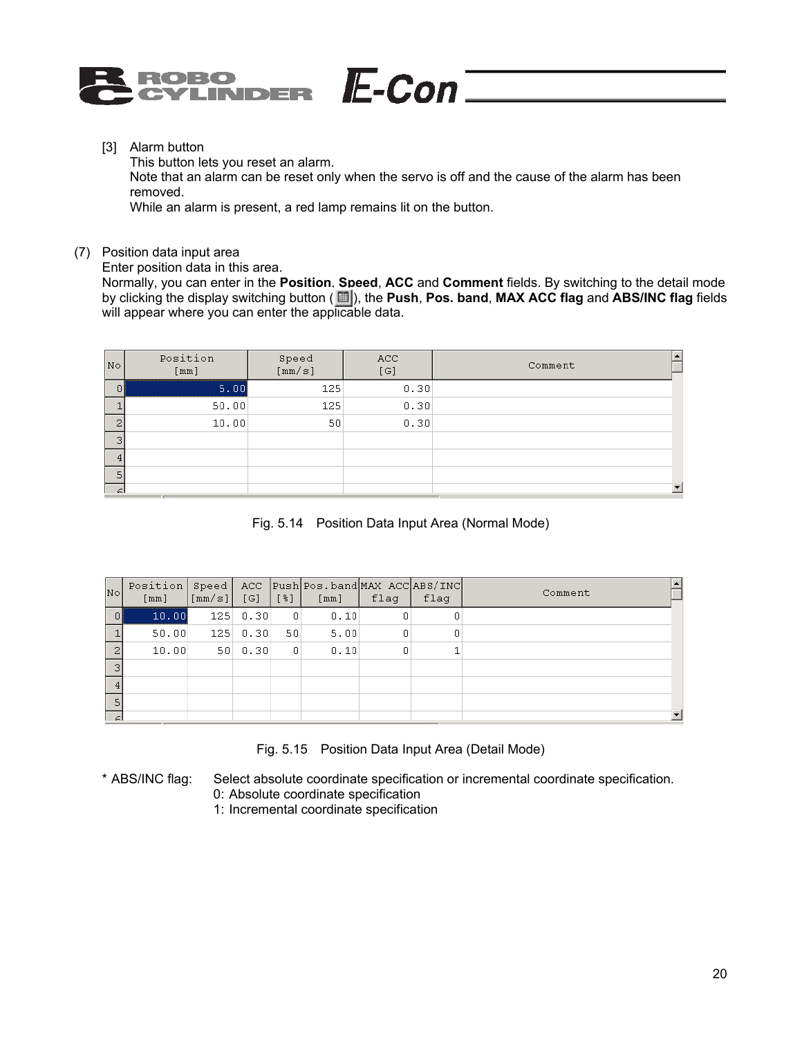[3] Alarm button

This button lets you reset an alarm.

Note that an alarm can be reset only when the servo is off and the cause of the alarm has been removed.

While an alarm is present, a red lamp remains lit on the button.

(7) Position data input area

Enter position data in this area.

Normally, you can enter in the **Position**, **Speed**, **ACC** and **Comment** fields. By switching to the detail mode by clicking the display switching button ( ), the **Push**, **Pos. band**, **MAX ACC flag** and **ABS/INC flag** fields will appear where you can enter the applicable data.

| No | Position [mm] | Speed [mm/s] | ACC [G] | Comment |
|---|---|---|---|---|
| 0 | 5.00 | 125 | 0.30 | |
| 1 | 50.00 | 125 | 0.30 | |
| 2 | 10.00 | 50 | 0.30 | |
| 3 | | | | |
| 4 | | | | |
| 5 | | | | |

Fig. 5.14 Position Data Input Area (Normal Mode)

| No | Position [mm] | Speed [mm/s] | ACC [G] | Push [%] | Pos.band [mm] | MAX ACC flag | ABS/INC flag | Comment |
|---|---|---|---|---|---|---|---|---|
| 0 | 10.00 | 125 | 0.30 | 0 | 0.10 | 0 | 0 | |
| 1 | 50.00 | 125 | 0.30 | 50 | 5.00 | 0 | 0 | |
| 2 | 10.00 | 50 | 0.30 | 0 | 0.10 | 0 | 1 | |
| 3 | | | | | | | | |
| 4 | | | | | | | | |
| 5 | | | | | | | | |

Fig. 5.15 Position Data Input Area (Detail Mode)

* ABS/INC flag: Select absolute coordinate specification or incremental coordinate specification.
  0: Absolute coordinate specification
  1: Incremental coordinate specification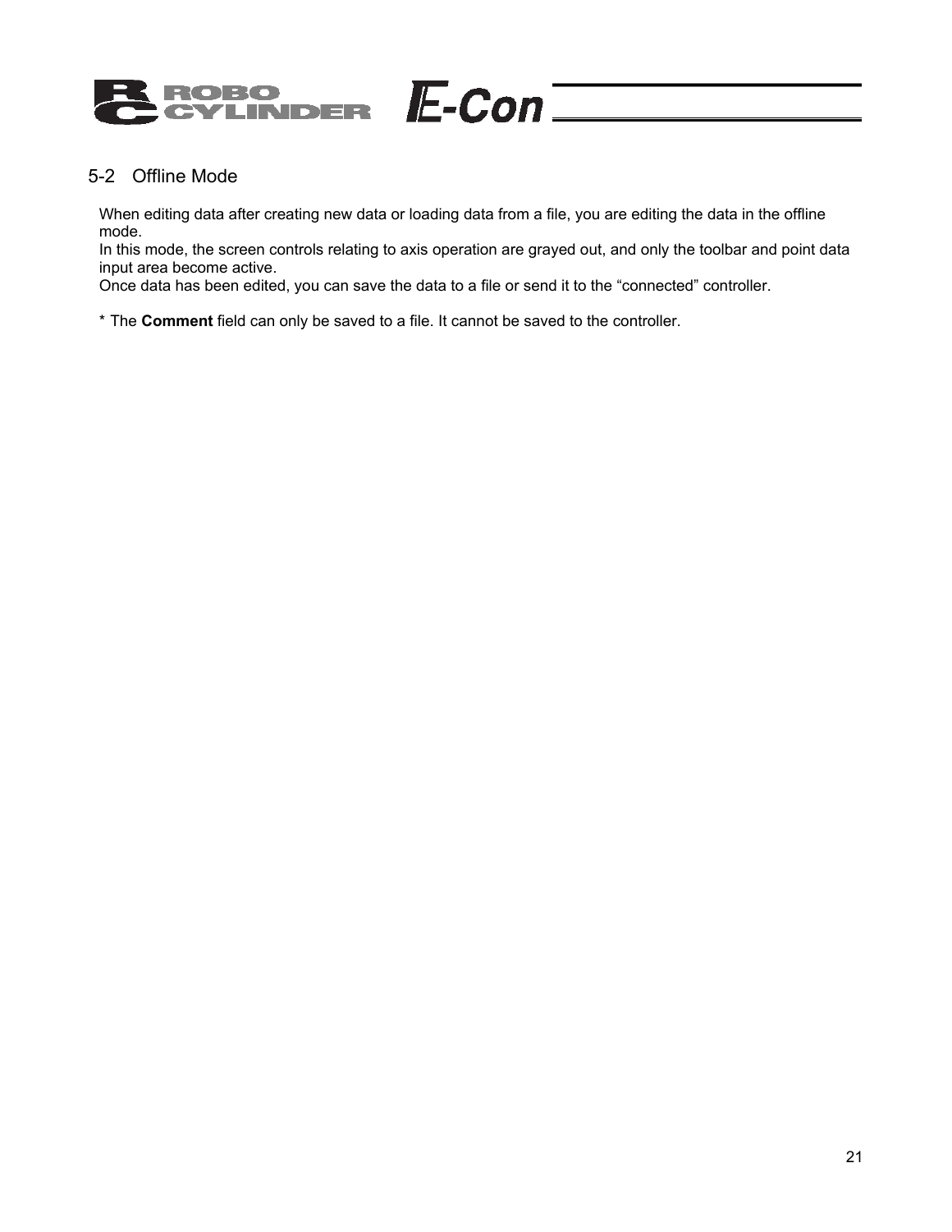## 5-2 Offline Mode

When editing data after creating new data or loading data from a file, you are editing the data in the offline mode.
In this mode, the screen controls relating to axis operation are grayed out, and only the toolbar and point data input area become active.
Once data has been edited, you can save the data to a file or send it to the "connected" controller.

* The **Comment** field can only be saved to a file. It cannot be saved to the controller.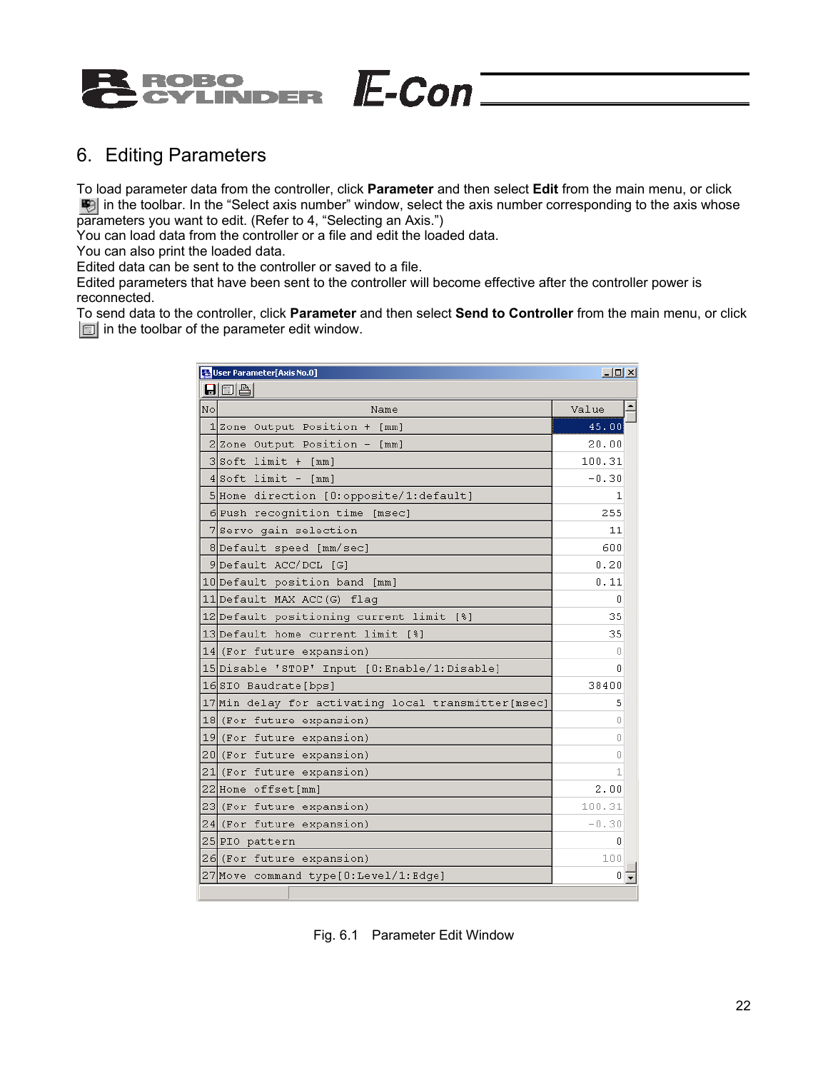# 6. Editing Parameters

To load parameter data from the controller, click **Parameter** and then select **Edit** from the main menu, or click in the toolbar. In the "Select axis number" window, select the axis number corresponding to the axis whose parameters you want to edit. (Refer to 4, "Selecting an Axis.")
You can load data from the controller or a file and edit the loaded data.
You can also print the loaded data.
Edited data can be sent to the controller or saved to a file.
Edited parameters that have been sent to the controller will become effective after the controller power is reconnected.
To send data to the controller, click **Parameter** and then select **Send to Controller** from the main menu, or click in the toolbar of the parameter edit window.

User Parameter[Axis No.0]

| No | Name | Value |
|---|---|---|
| 1 | Zone Output Position + [mm] | 45.00 |
| 2 | Zone Output Position - [mm] | 20.00 |
| 3 | Soft limit + [mm] | 100.31 |
| 4 | Soft limit - [mm] | -0.30 |
| 5 | Home direction [0:opposite/1:default] | 1 |
| 6 | Push recognition time [msec] | 255 |
| 7 | Servo gain selection | 11 |
| 8 | Default speed [mm/sec] | 600 |
| 9 | Default ACC/DCL [G] | 0.20 |
| 10 | Default position band [mm] | 0.11 |
| 11 | Default MAX ACC(G) flag | 0 |
| 12 | Default positioning current limit [%] | 35 |
| 13 | Default home current limit [%] | 35 |
| 14 | (For future expansion) | 0 |
| 15 | Disable 'STOP' Input [0:Enable/1:Disable] | 0 |
| 16 | SIO Baudrate[bps] | 38400 |
| 17 | Min delay for activating local transmitter[msec] | 5 |
| 18 | (For future expansion) | 0 |
| 19 | (For future expansion) | 0 |
| 20 | (For future expansion) | 0 |
| 21 | (For future expansion) | 1 |
| 22 | Home offset[mm] | 2.00 |
| 23 | (For future expansion) | 100.31 |
| 24 | (For future expansion) | -0.30 |
| 25 | PIO pattern | 0 |
| 26 | (For future expansion) | 100 |
| 27 | Move command type[0:Level/1:Edge] | 0 |

Fig. 6.1 Parameter Edit Window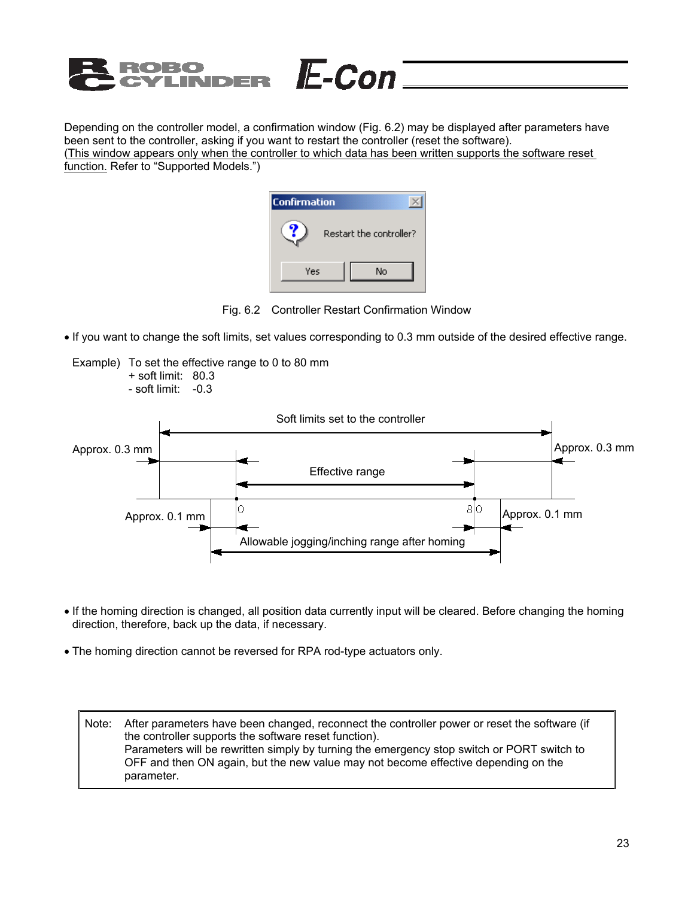Depending on the controller model, a confirmation window (Fig. 6.2) may be displayed after parameters have been sent to the controller, asking if you want to restart the controller (reset the software).
(This window appears only when the controller to which data has been written supports the software reset function. Refer to "Supported Models.")

Confirmation

Restart the controller?

Yes | No

Fig. 6.2 Controller Restart Confirmation Window

- If you want to change the soft limits, set values corresponding to 0.3 mm outside of the desired effective range.

Example) To set the effective range to 0 to 80 mm
+ soft limit: 80.3
- soft limit: -0.3

Soft limits set to the controller

Approx. 0.3 mm

Approx. 0.3 mm

Effective range

Approx. 0.1 mm

0

80

Approx. 0.1 mm

Allowable jogging/inching range after homing

- If the homing direction is changed, all position data currently input will be cleared. Before changing the homing direction, therefore, back up the data, if necessary.

- The homing direction cannot be reversed for RPA rod-type actuators only.

> Note: After parameters have been changed, reconnect the controller power or reset the software (if the controller supports the software reset function).
> Parameters will be rewritten simply by turning the emergency stop switch or PORT switch to OFF and then ON again, but the new value may not become effective depending on the parameter.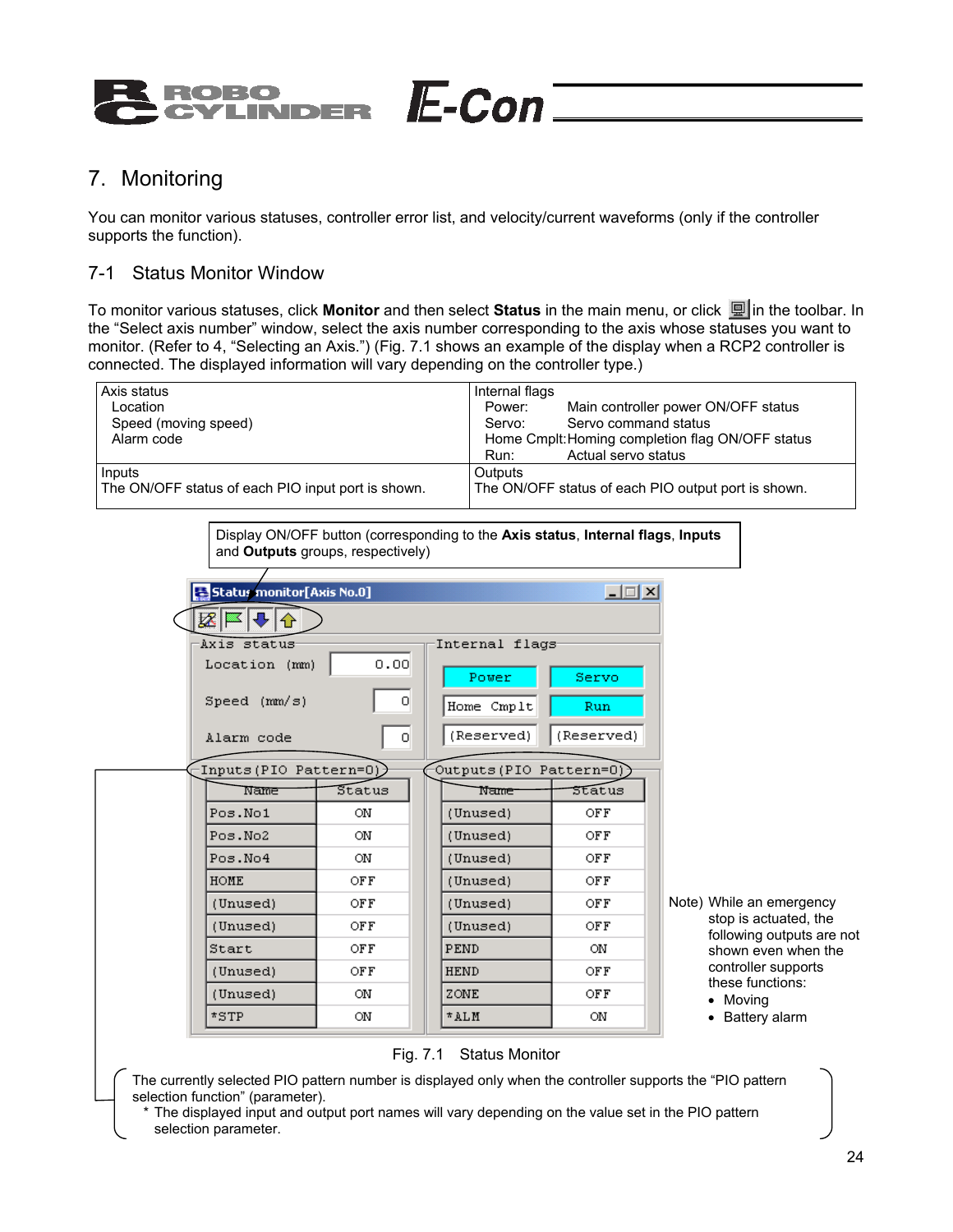# 7. Monitoring

You can monitor various statuses, controller error list, and velocity/current waveforms (only if the controller supports the function).

## 7-1 Status Monitor Window

To monitor various statuses, click **Monitor** and then select **Status** in the main menu, or click in the toolbar. In the "Select axis number" window, select the axis number corresponding to the axis whose statuses you want to monitor. (Refer to 4, "Selecting an Axis.") (Fig. 7.1 shows an example of the display when a RCP2 controller is connected. The displayed information will vary depending on the controller type.)

| Axis status<br>Location<br>Speed (moving speed)<br>Alarm code | Internal flags<br>Power: Main controller power ON/OFF status<br>Servo: Servo command status<br>Home Cmplt: Homing completion flag ON/OFF status<br>Run: Actual servo status |
|---|---|
| Inputs<br>The ON/OFF status of each PIO input port is shown. | Outputs<br>The ON/OFF status of each PIO output port is shown. |

Display ON/OFF button (corresponding to the **Axis status**, **Internal flags**, **Inputs** and **Outputs** groups, respectively)

Status monitor[Axis No.0]

Axis status

| | |
|---|---|
| Location (mm) | 0.00 |
| Speed (mm/s) | 0 |
| Alarm code | 0 |

Internal flags

| | |
|---|---|
| Power | Servo |
| Home Cmplt | Run |
| (Reserved) | (Reserved) |

Inputs (PIO Pattern=0)

| Name | Status |
|---|---|
| Pos.No1 | ON |
| Pos.No2 | ON |
| Pos.No4 | ON |
| HOME | OFF |
| (Unused) | OFF |
| (Unused) | OFF |
| Start | OFF |
| (Unused) | OFF |
| (Unused) | ON |
| *STP | ON |

Outputs (PIO Pattern=0)

| Name | Status |
|---|---|
| (Unused) | OFF |
| (Unused) | OFF |
| (Unused) | OFF |
| (Unused) | OFF |
| (Unused) | OFF |
| (Unused) | OFF |
| PEND | ON |
| HEND | OFF |
| ZONE | OFF |
| *ALM | ON |

Note) While an emergency stop is actuated, the following outputs are not shown even when the controller supports these functions:
- Moving
- Battery alarm

Fig. 7.1 Status Monitor

The currently selected PIO pattern number is displayed only when the controller supports the "PIO pattern selection function" (parameter).
* The displayed input and output port names will vary depending on the value set in the PIO pattern selection parameter.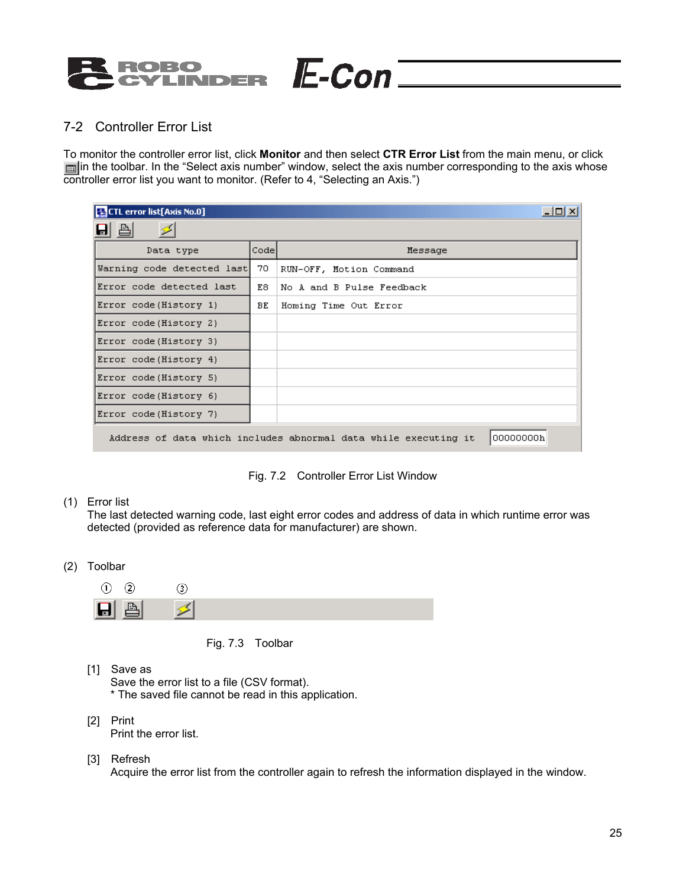## 7-2 Controller Error List

To monitor the controller error list, click **Monitor** and then select **CTR Error List** from the main menu, or click in the toolbar. In the "Select axis number" window, select the axis number corresponding to the axis whose controller error list you want to monitor. (Refer to 4, "Selecting an Axis.")

CTL error list[Axis No.0]

| Data type | Code | Message |
|---|---|---|
| Warning code detected last | 70 | RUN-OFF, Motion Command |
| Error code detected last | E8 | No A and B Pulse Feedback |
| Error code(History 1) | BE | Homing Time Out Error |
| Error code(History 2) | | |
| Error code(History 3) | | |
| Error code(History 4) | | |
| Error code(History 5) | | |
| Error code(History 6) | | |
| Error code(History 7) | | |

Address of data which includes abnormal data while executing it: 00000000h

Fig. 7.2 Controller Error List Window

(1) Error list
The last detected warning code, last eight error codes and address of data in which runtime error was detected (provided as reference data for manufacturer) are shown.

(2) Toolbar

Fig. 7.3 Toolbar

[1] Save as
Save the error list to a file (CSV format).
* The saved file cannot be read in this application.

[2] Print
Print the error list.

[3] Refresh
Acquire the error list from the controller again to refresh the information displayed in the window.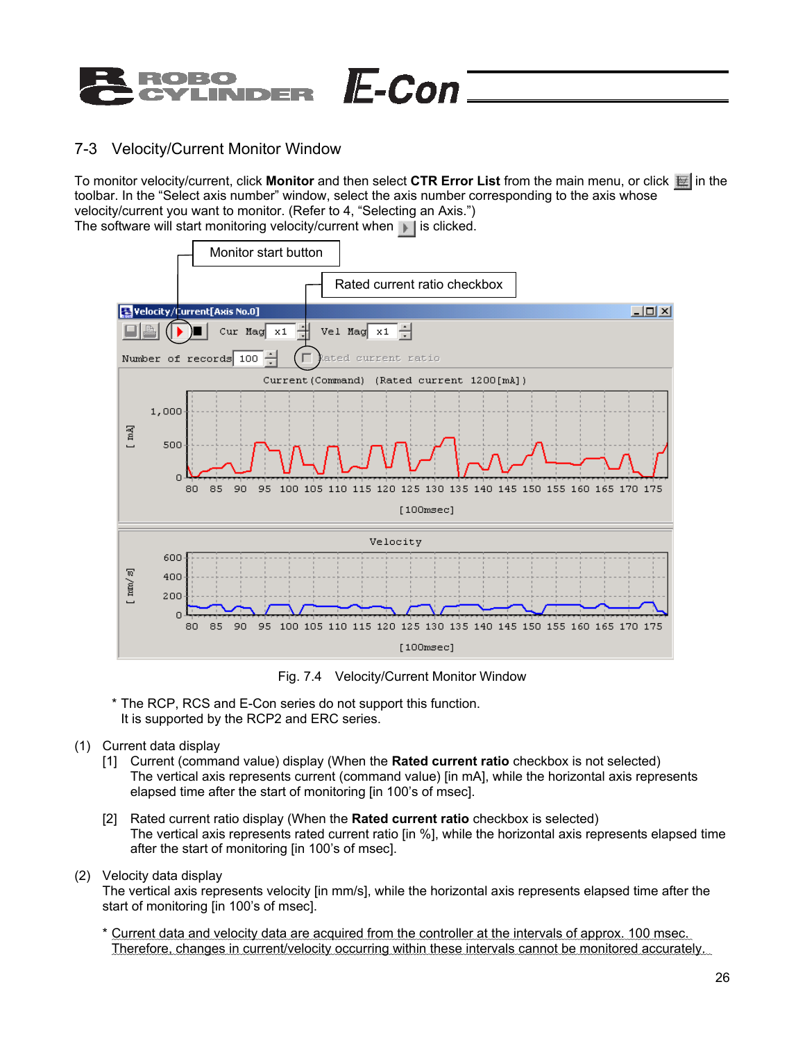## 7-3 Velocity/Current Monitor Window

To monitor velocity/current, click **Monitor** and then select **CTR Error List** from the main menu, or click in the toolbar. In the "Select axis number" window, select the axis number corresponding to the axis whose velocity/current you want to monitor. (Refer to 4, "Selecting an Axis.")
The software will start monitoring velocity/current when is clicked.

Fig. 7.4 Velocity/Current Monitor Window

\* The RCP, RCS and E-Con series do not support this function.
It is supported by the RCP2 and ERC series.

(1) Current data display

[1] Current (command value) display (When the **Rated current ratio** checkbox is not selected)
The vertical axis represents current (command value) [in mA], while the horizontal axis represents elapsed time after the start of monitoring [in 100's of msec].

[2] Rated current ratio display (When the **Rated current ratio** checkbox is selected)
The vertical axis represents rated current ratio [in %], while the horizontal axis represents elapsed time after the start of monitoring [in 100's of msec].

(2) Velocity data display
The vertical axis represents velocity [in mm/s], while the horizontal axis represents elapsed time after the start of monitoring [in 100's of msec].

\* Current data and velocity data are acquired from the controller at the intervals of approx. 100 msec. Therefore, changes in current/velocity occurring within these intervals cannot be monitored accurately.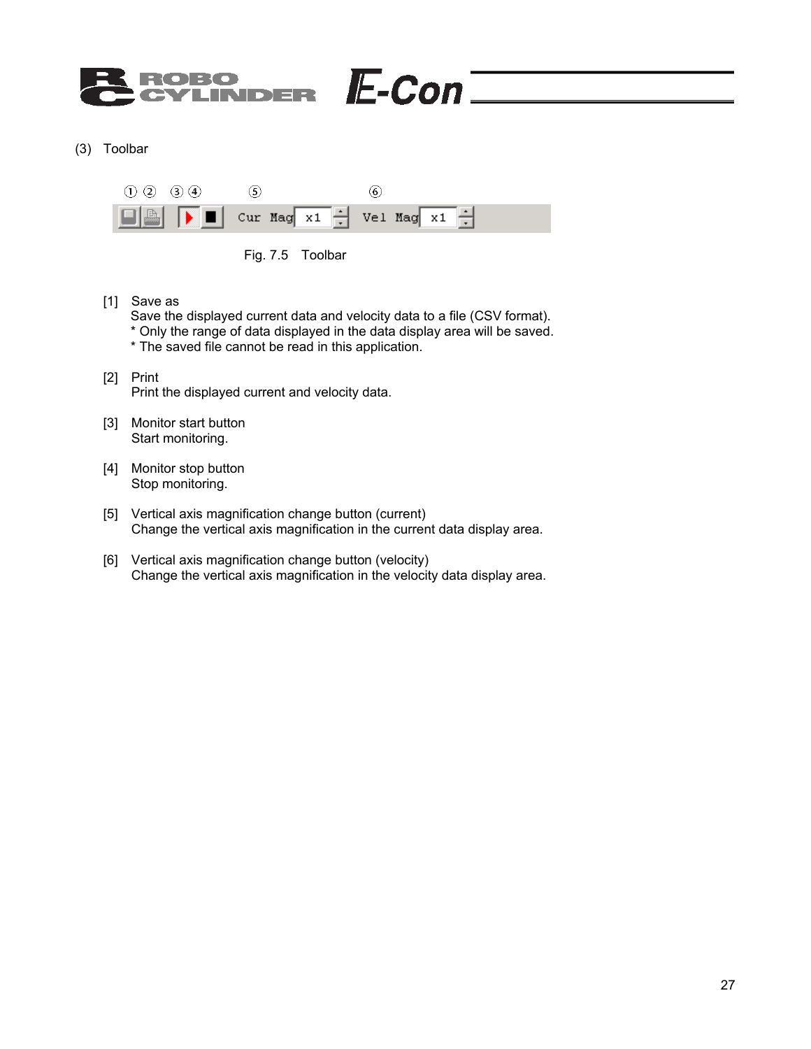(3) Toolbar

Fig. 7.5 Toolbar

[1] Save as
Save the displayed current data and velocity data to a file (CSV format).
* Only the range of data displayed in the data display area will be saved.
* The saved file cannot be read in this application.

[2] Print
Print the displayed current and velocity data.

[3] Monitor start button
Start monitoring.

[4] Monitor stop button
Stop monitoring.

[5] Vertical axis magnification change button (current)
Change the vertical axis magnification in the current data display area.

[6] Vertical axis magnification change button (velocity)
Change the vertical axis magnification in the velocity data display area.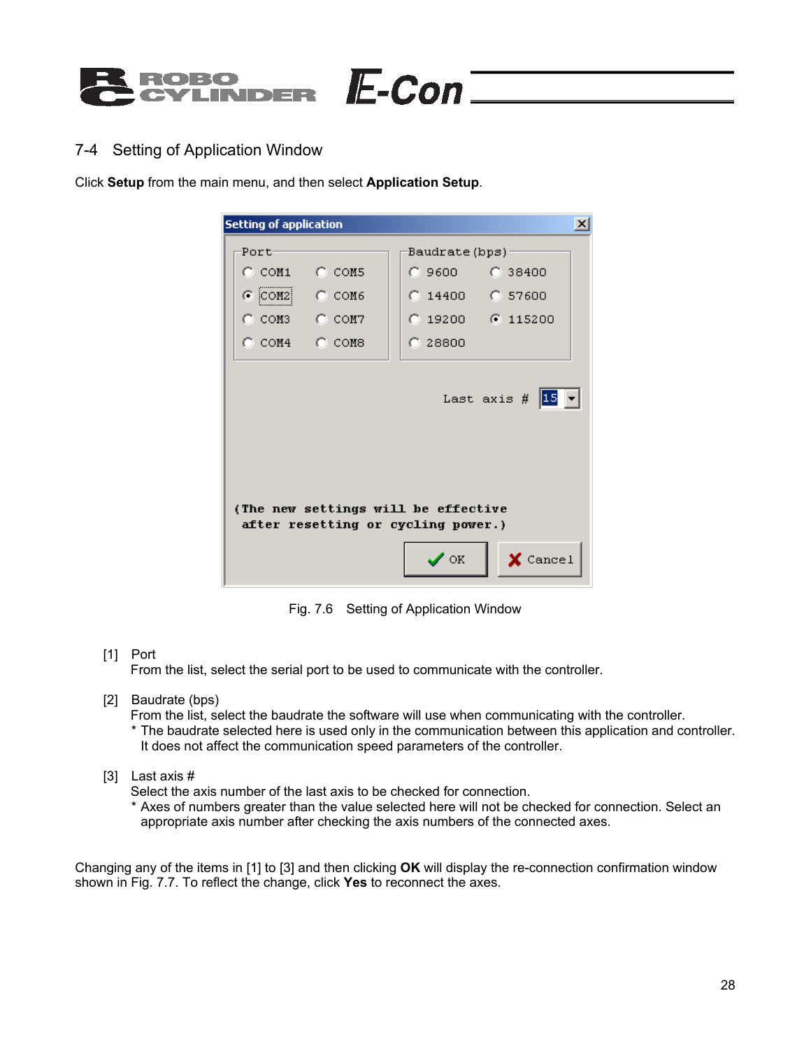## 7-4 Setting of Application Window

Click **Setup** from the main menu, and then select **Application Setup**.

Fig. 7.6 Setting of Application Window

[1] Port
From the list, select the serial port to be used to communicate with the controller.

[2] Baudrate (bps)
From the list, select the baudrate the software will use when communicating with the controller.
* The baudrate selected here is used only in the communication between this application and controller. It does not affect the communication speed parameters of the controller.

[3] Last axis #
Select the axis number of the last axis to be checked for connection.
* Axes of numbers greater than the value selected here will not be checked for connection. Select an appropriate axis number after checking the axis numbers of the connected axes.

Changing any of the items in [1] to [3] and then clicking **OK** will display the re-connection confirmation window shown in Fig. 7.7. To reflect the change, click **Yes** to reconnect the axes.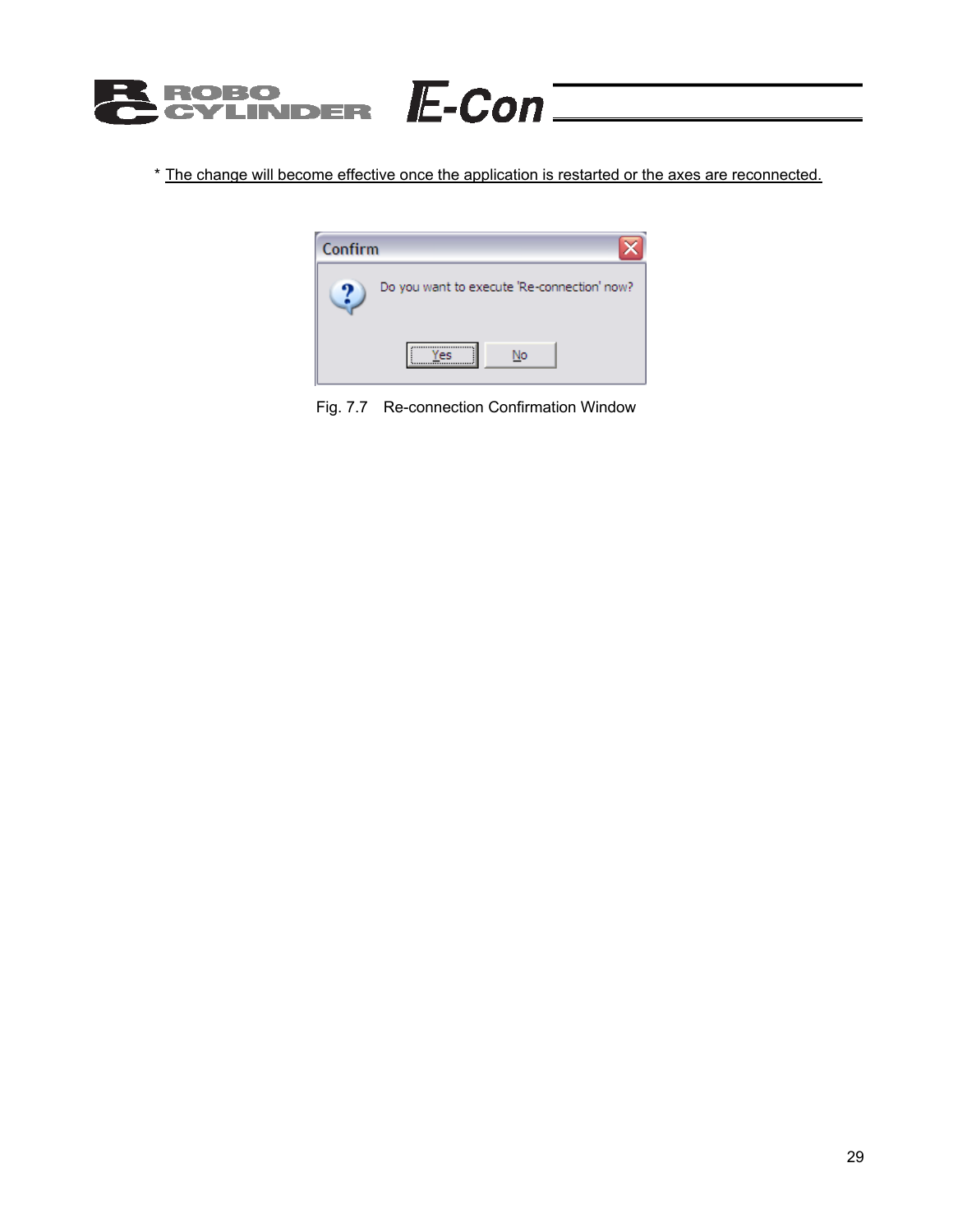\* <u>The change will become effective once the application is restarted or the axes are reconnected.</u>

Fig. 7.7 Re-connection Confirmation Window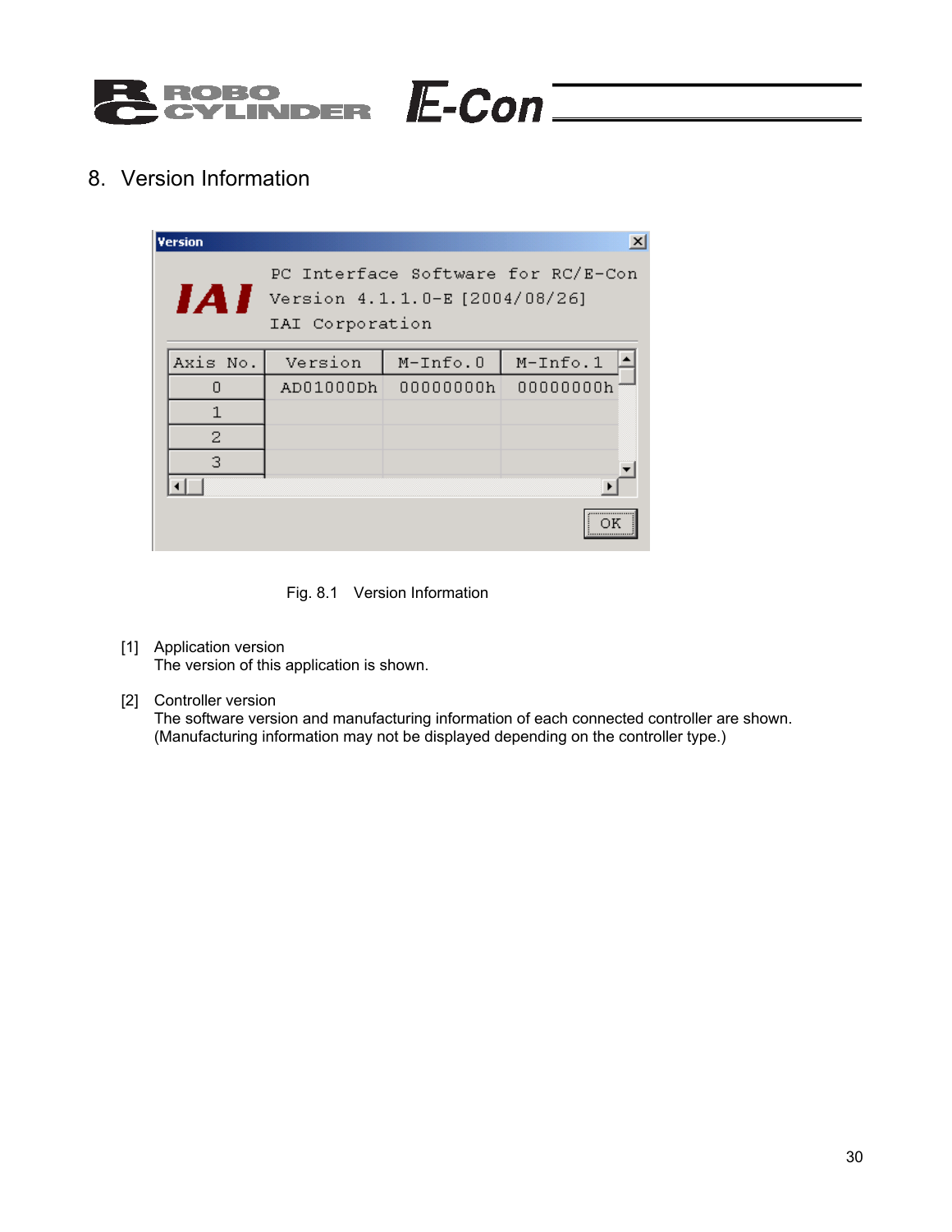## 8. Version Information

Fig. 8.1 Version Information

[1] Application version
The version of this application is shown.

[2] Controller version
The software version and manufacturing information of each connected controller are shown.
(Manufacturing information may not be displayed depending on the controller type.)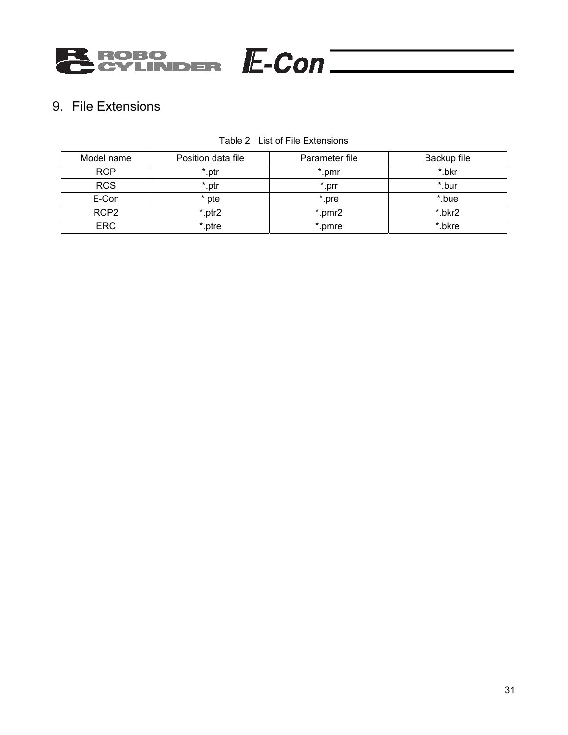# 9. File Extensions

Table 2 List of File Extensions

| Model name | Position data file | Parameter file | Backup file |
|---|---|---|---|
| RCP | *.ptr | *.pmr | *.bkr |
| RCS | *.ptr | *.prr | *.bur |
| E-Con | * pte | *.pre | *.bue |
| RCP2 | *.ptr2 | *.pmr2 | *.bkr2 |
| ERC | *.ptre | *.pmre | *.bkre |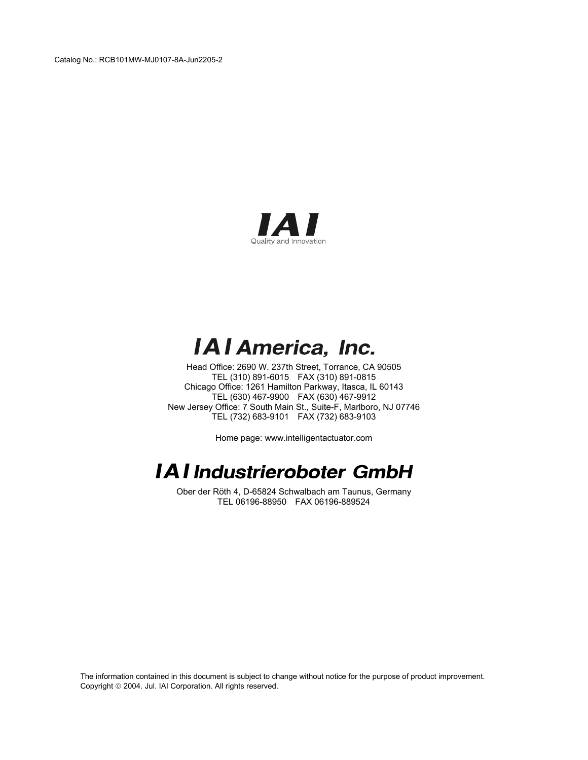Catalog No.: RCB101MW-MJ0107-8A-Jun2205-2

**IAI**

Quality and Innovation

## IAI America, Inc.

Head Office: 2690 W. 237th Street, Torrance, CA 90505
TEL (310) 891-6015 FAX (310) 891-0815
Chicago Office: 1261 Hamilton Parkway, Itasca, IL 60143
TEL (630) 467-9900 FAX (630) 467-9912
New Jersey Office: 7 South Main St., Suite-F, Marlboro, NJ 07746
TEL (732) 683-9101 FAX (732) 683-9103

Home page: www.intelligentactuator.com

## IAI Industrieroboter GmbH

Ober der Röth 4, D-65824 Schwalbach am Taunus, Germany
TEL 06196-88950 FAX 06196-889524

The information contained in this document is subject to change without notice for the purpose of product improvement.
Copyright © 2004. Jul. IAI Corporation. All rights reserved.